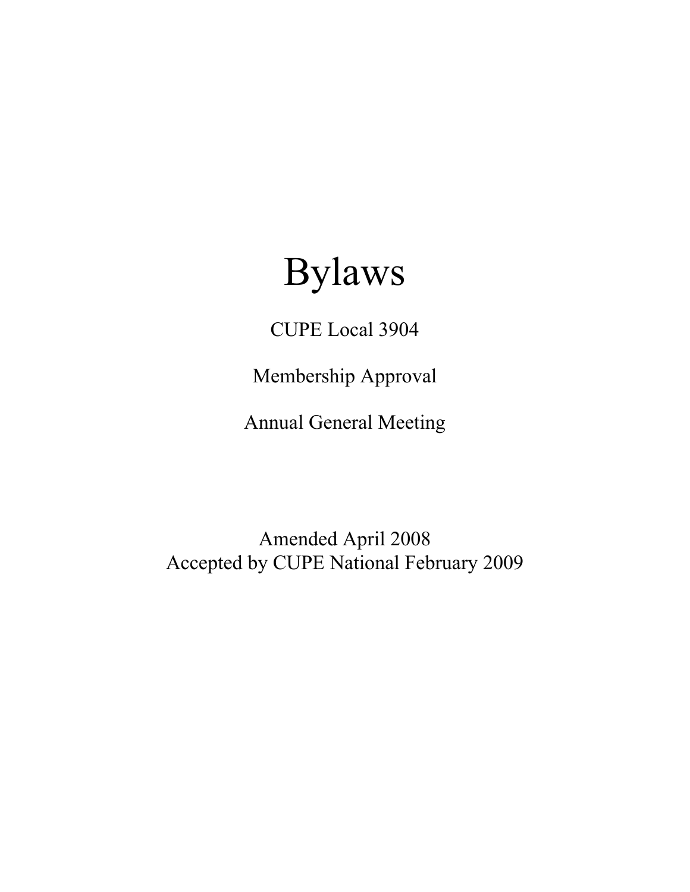# Bylaws

CUPE Local 3904

Membership Approval

Annual General Meeting

Amended April 2008
Accepted by CUPE National February 2009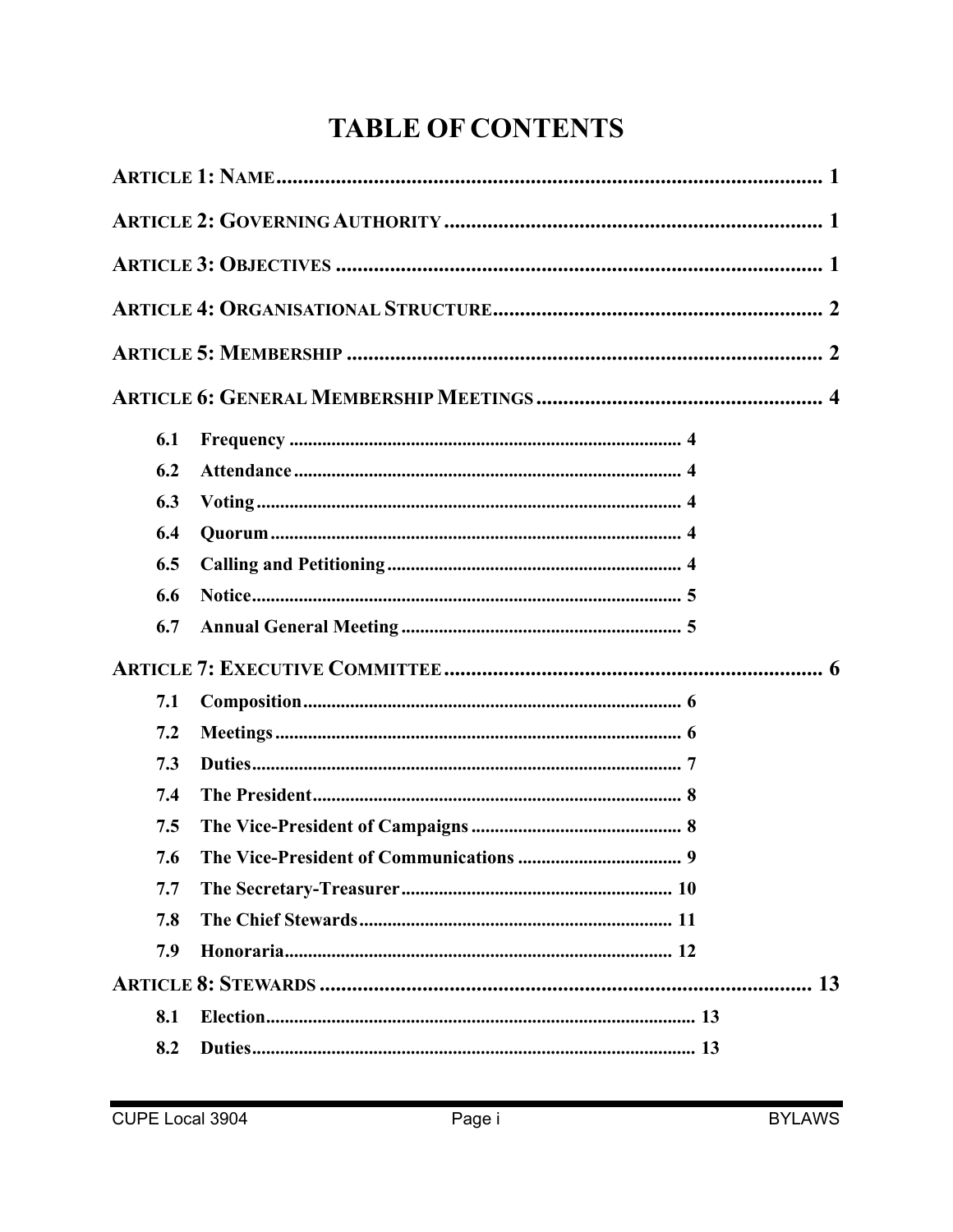# TABLE OF CONTENTS

**ARTICLE 1: NAME** ........................................................................................................ 1

**ARTICLE 2: GOVERNING AUTHORITY** ........................................................................ 1

**ARTICLE 3: OBJECTIVES** ............................................................................................. 1

**ARTICLE 4: ORGANISATIONAL STRUCTURE** ............................................................ 2

**ARTICLE 5: MEMBERSHIP** ........................................................................................... 2

**ARTICLE 6: GENERAL MEMBERSHIP MEETINGS** ..................................................... 4

- 6.1 Frequency ........................................................................ 4
- 6.2 Attendance ....................................................................... 4
- 6.3 Voting ................................................................................ 4
- 6.4 Quorum ............................................................................. 4
- 6.5 Calling and Petitioning ................................................... 4
- 6.6 Notice ................................................................................ 5
- 6.7 Annual General Meeting ................................................. 5

**ARTICLE 7: EXECUTIVE COMMITTEE** ........................................................................ 6

- 7.1 Composition ..................................................................... 6
- 7.2 Meetings ........................................................................... 6
- 7.3 Duties ................................................................................ 7
- 7.4 The President ................................................................... 8
- 7.5 The Vice-President of Campaigns ................................. 8
- 7.6 The Vice-President of Communications ........................ 9
- 7.7 The Secretary-Treasurer .............................................. 10
- 7.8 The Chief Stewards ....................................................... 11
- 7.9 Honoraria ........................................................................ 12

**ARTICLE 8: STEWARDS** ............................................................................................. 13

- 8.1 Election ........................................................................... 13
- 8.2 Duties .............................................................................. 13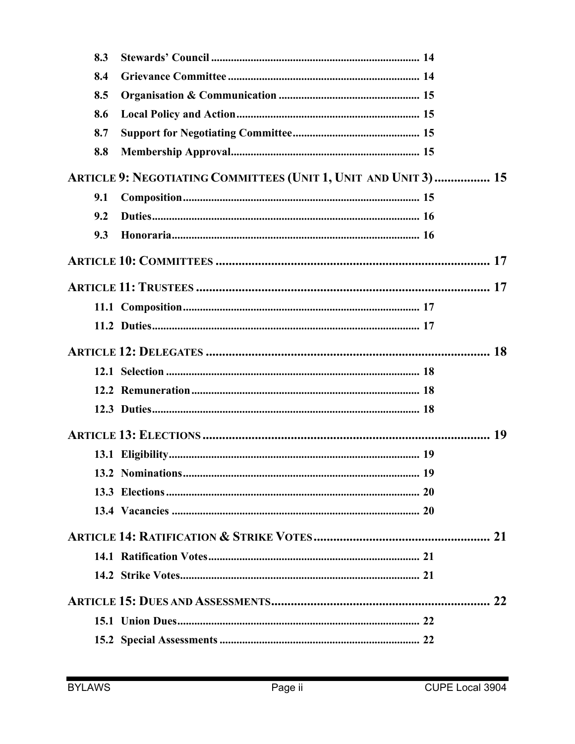8.3 Stewards' Council ... 14
8.4 Grievance Committee ... 14
8.5 Organisation & Communication ... 15
8.6 Local Policy and Action ... 15
8.7 Support for Negotiating Committee ... 15
8.8 Membership Approval ... 15

**ARTICLE 9: NEGOTIATING COMMITTEES (UNIT 1, UNIT AND UNIT 3) ... 15**

9.1 Composition ... 15
9.2 Duties ... 16
9.3 Honoraria ... 16

**ARTICLE 10: COMMITTEES ... 17**

**ARTICLE 11: TRUSTEES ... 17**

11.1 Composition ... 17
11.2 Duties ... 17

**ARTICLE 12: DELEGATES ... 18**

12.1 Selection ... 18
12.2 Remuneration ... 18
12.3 Duties ... 18

**ARTICLE 13: ELECTIONS ... 19**

13.1 Eligibility ... 19
13.2 Nominations ... 19
13.3 Elections ... 20
13.4 Vacancies ... 20

**ARTICLE 14: RATIFICATION & STRIKE VOTES ... 21**

14.1 Ratification Votes ... 21
14.2 Strike Votes ... 21

**ARTICLE 15: DUES AND ASSESSMENTS ... 22**

15.1 Union Dues ... 22
15.2 Special Assessments ... 22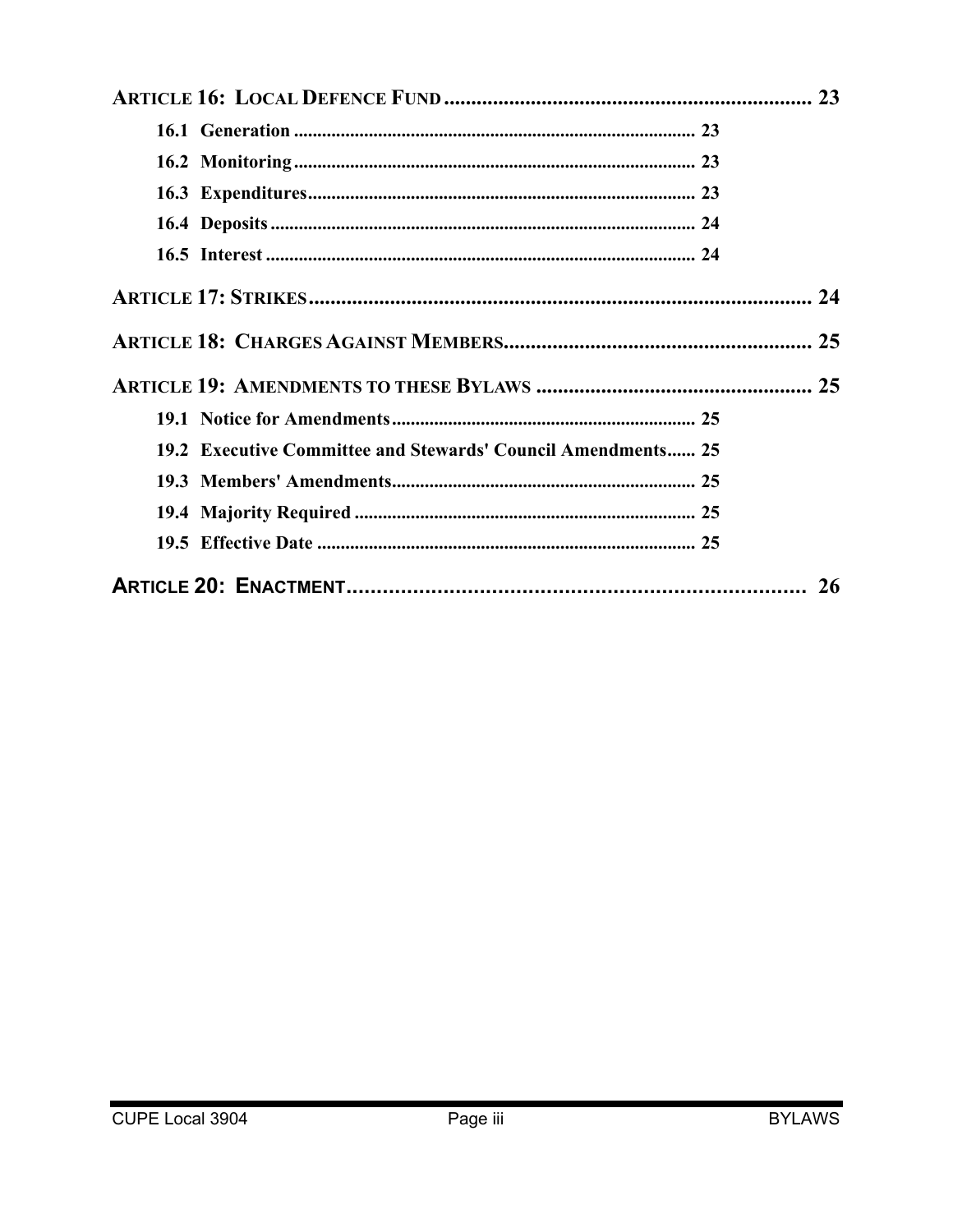**ARTICLE 16: LOCAL DEFENCE FUND** ..................................................................... 23

- 16.1 Generation ..................................................................................... 23
- 16.2 Monitoring ..................................................................................... 23
- 16.3 Expenditures .................................................................................. 23
- 16.4 Deposits ........................................................................................ 24
- 16.5 Interest ......................................................................................... 24

**ARTICLE 17: STRIKES** .............................................................................................. 24

**ARTICLE 18: CHARGES AGAINST MEMBERS** ......................................................... 25

**ARTICLE 19: AMENDMENTS TO THESE BYLAWS** .................................................... 25

- 19.1 Notice for Amendments ................................................................. 25
- 19.2 Executive Committee and Stewards' Council Amendments ...... 25
- 19.3 Members' Amendments ................................................................. 25
- 19.4 Majority Required ......................................................................... 25
- 19.5 Effective Date ................................................................................ 25

**ARTICLE 20: ENACTMENT** ............................................................................. 26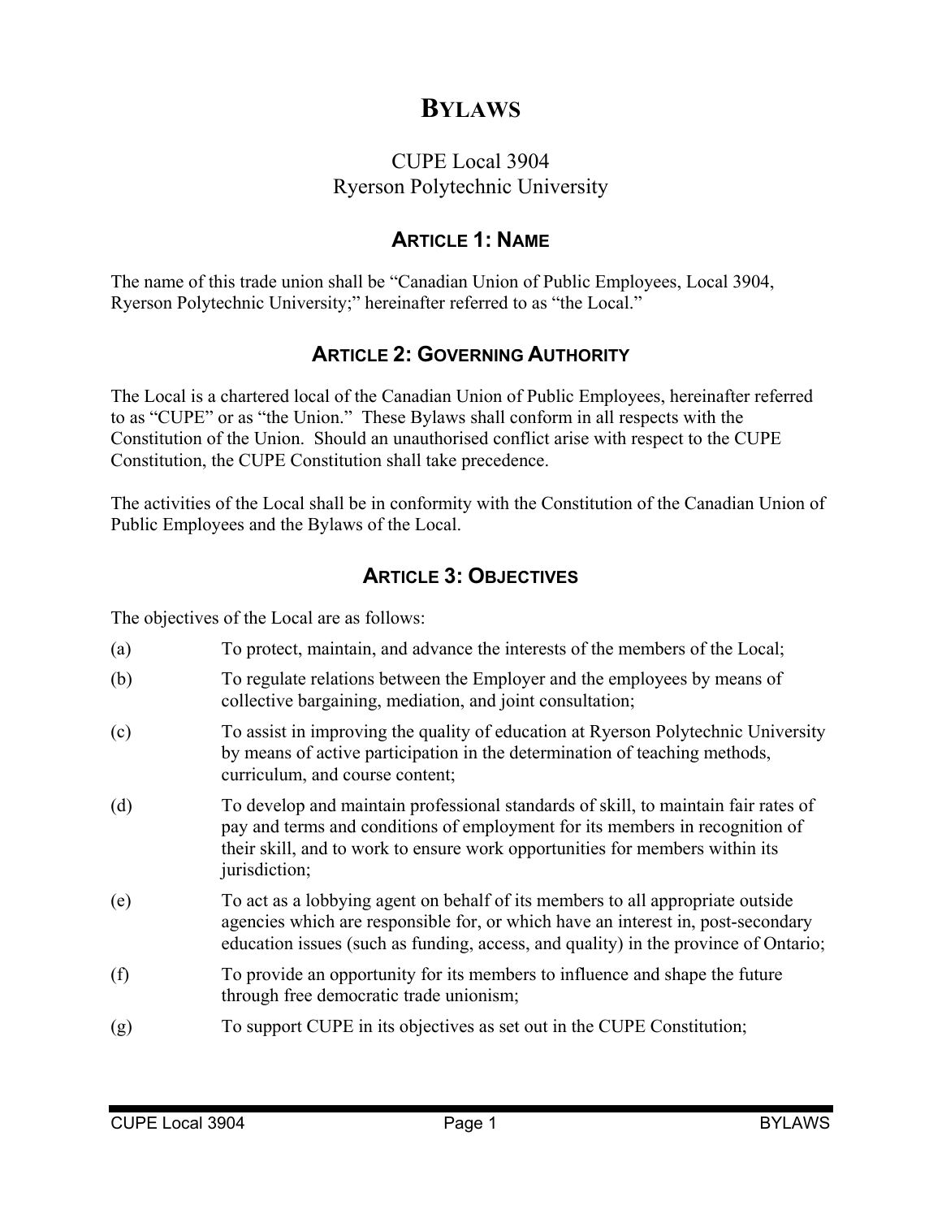# BYLAWS

CUPE Local 3904
Ryerson Polytechnic University

## ARTICLE 1: NAME

The name of this trade union shall be "Canadian Union of Public Employees, Local 3904, Ryerson Polytechnic University;" hereinafter referred to as "the Local."

## ARTICLE 2: GOVERNING AUTHORITY

The Local is a chartered local of the Canadian Union of Public Employees, hereinafter referred to as "CUPE" or as "the Union." These Bylaws shall conform in all respects with the Constitution of the Union. Should an unauthorised conflict arise with respect to the CUPE Constitution, the CUPE Constitution shall take precedence.

The activities of the Local shall be in conformity with the Constitution of the Canadian Union of Public Employees and the Bylaws of the Local.

## ARTICLE 3: OBJECTIVES

The objectives of the Local are as follows:

(a) To protect, maintain, and advance the interests of the members of the Local;

(b) To regulate relations between the Employer and the employees by means of collective bargaining, mediation, and joint consultation;

(c) To assist in improving the quality of education at Ryerson Polytechnic University by means of active participation in the determination of teaching methods, curriculum, and course content;

(d) To develop and maintain professional standards of skill, to maintain fair rates of pay and terms and conditions of employment for its members in recognition of their skill, and to work to ensure work opportunities for members within its jurisdiction;

(e) To act as a lobbying agent on behalf of its members to all appropriate outside agencies which are responsible for, or which have an interest in, post-secondary education issues (such as funding, access, and quality) in the province of Ontario;

(f) To provide an opportunity for its members to influence and shape the future through free democratic trade unionism;

(g) To support CUPE in its objectives as set out in the CUPE Constitution;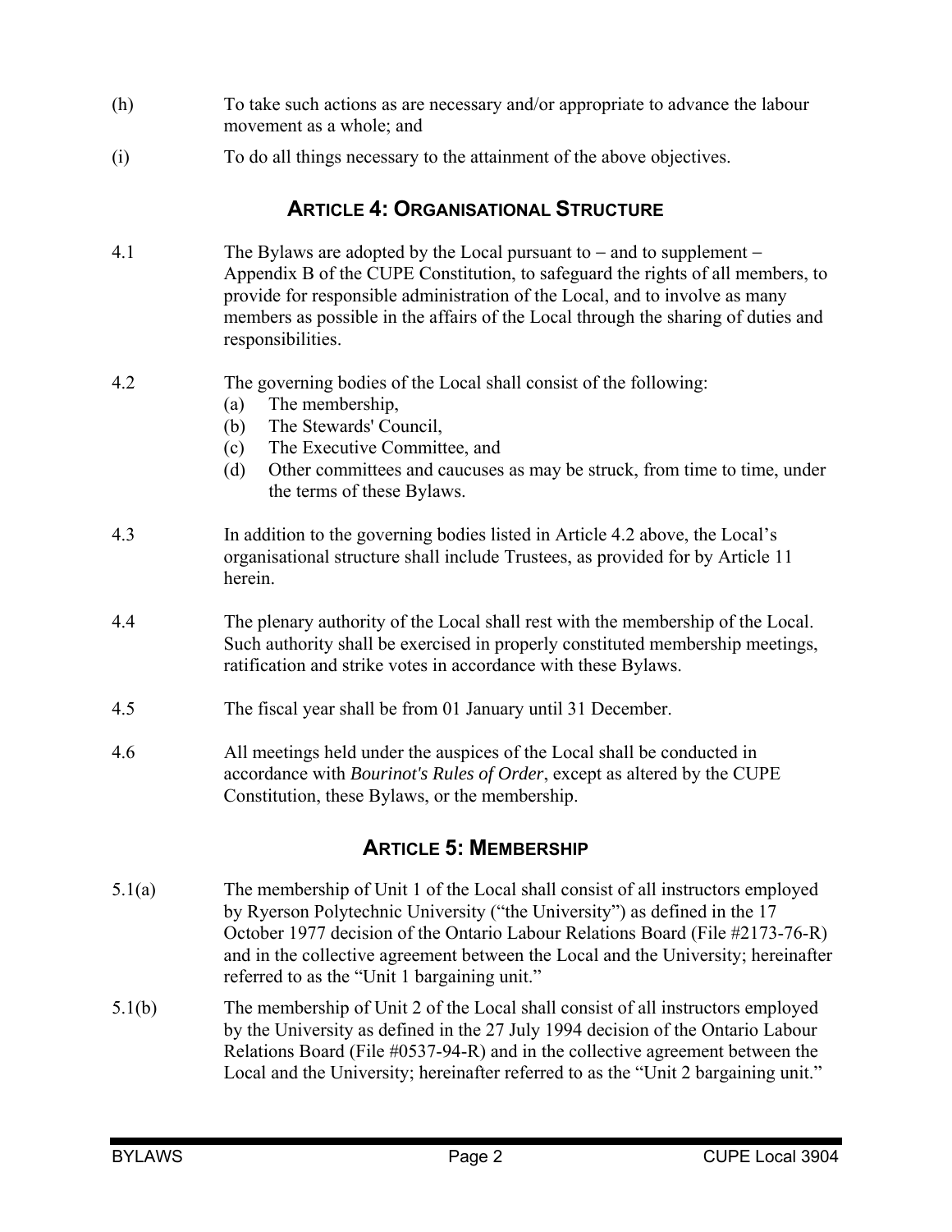(h) To take such actions as are necessary and/or appropriate to advance the labour movement as a whole; and

(i) To do all things necessary to the attainment of the above objectives.

## ARTICLE 4: ORGANISATIONAL STRUCTURE

4.1 The Bylaws are adopted by the Local pursuant to – and to supplement – Appendix B of the CUPE Constitution, to safeguard the rights of all members, to provide for responsible administration of the Local, and to involve as many members as possible in the affairs of the Local through the sharing of duties and responsibilities.

4.2 The governing bodies of the Local shall consist of the following:
- (a) The membership,
- (b) The Stewards' Council,
- (c) The Executive Committee, and
- (d) Other committees and caucuses as may be struck, from time to time, under the terms of these Bylaws.

4.3 In addition to the governing bodies listed in Article 4.2 above, the Local's organisational structure shall include Trustees, as provided for by Article 11 herein.

4.4 The plenary authority of the Local shall rest with the membership of the Local. Such authority shall be exercised in properly constituted membership meetings, ratification and strike votes in accordance with these Bylaws.

4.5 The fiscal year shall be from 01 January until 31 December.

4.6 All meetings held under the auspices of the Local shall be conducted in accordance with *Bourinot's Rules of Order*, except as altered by the CUPE Constitution, these Bylaws, or the membership.

## ARTICLE 5: MEMBERSHIP

5.1(a) The membership of Unit 1 of the Local shall consist of all instructors employed by Ryerson Polytechnic University ("the University") as defined in the 17 October 1977 decision of the Ontario Labour Relations Board (File #2173-76-R) and in the collective agreement between the Local and the University; hereinafter referred to as the "Unit 1 bargaining unit."

5.1(b) The membership of Unit 2 of the Local shall consist of all instructors employed by the University as defined in the 27 July 1994 decision of the Ontario Labour Relations Board (File #0537-94-R) and in the collective agreement between the Local and the University; hereinafter referred to as the "Unit 2 bargaining unit."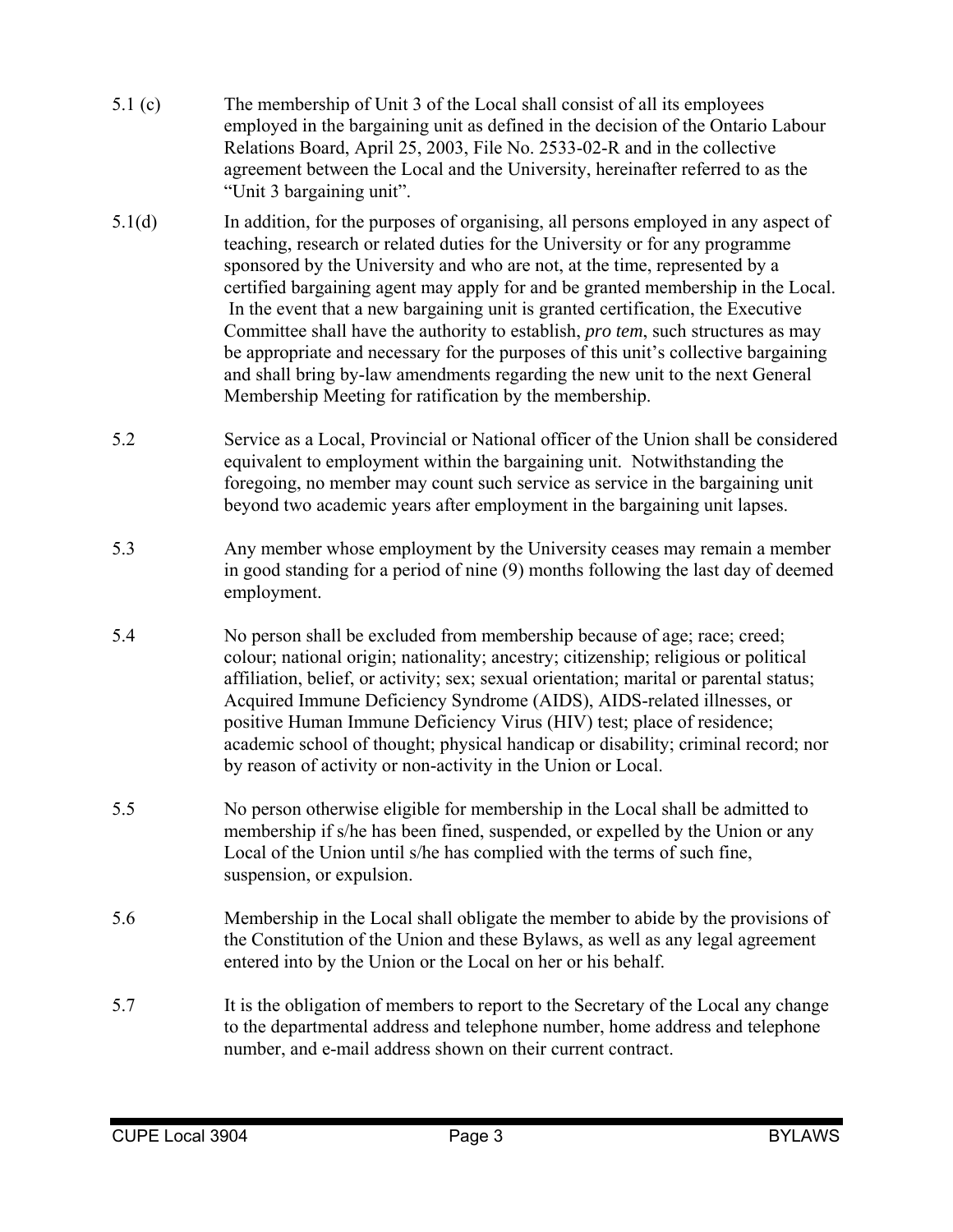5.1 (c) The membership of Unit 3 of the Local shall consist of all its employees employed in the bargaining unit as defined in the decision of the Ontario Labour Relations Board, April 25, 2003, File No. 2533-02-R and in the collective agreement between the Local and the University, hereinafter referred to as the "Unit 3 bargaining unit".

5.1(d) In addition, for the purposes of organising, all persons employed in any aspect of teaching, research or related duties for the University or for any programme sponsored by the University and who are not, at the time, represented by a certified bargaining agent may apply for and be granted membership in the Local. In the event that a new bargaining unit is granted certification, the Executive Committee shall have the authority to establish, *pro tem*, such structures as may be appropriate and necessary for the purposes of this unit's collective bargaining and shall bring by-law amendments regarding the new unit to the next General Membership Meeting for ratification by the membership.

5.2 Service as a Local, Provincial or National officer of the Union shall be considered equivalent to employment within the bargaining unit. Notwithstanding the foregoing, no member may count such service as service in the bargaining unit beyond two academic years after employment in the bargaining unit lapses.

5.3 Any member whose employment by the University ceases may remain a member in good standing for a period of nine (9) months following the last day of deemed employment.

5.4 No person shall be excluded from membership because of age; race; creed; colour; national origin; nationality; ancestry; citizenship; religious or political affiliation, belief, or activity; sex; sexual orientation; marital or parental status; Acquired Immune Deficiency Syndrome (AIDS), AIDS-related illnesses, or positive Human Immune Deficiency Virus (HIV) test; place of residence; academic school of thought; physical handicap or disability; criminal record; nor by reason of activity or non-activity in the Union or Local.

5.5 No person otherwise eligible for membership in the Local shall be admitted to membership if s/he has been fined, suspended, or expelled by the Union or any Local of the Union until s/he has complied with the terms of such fine, suspension, or expulsion.

5.6 Membership in the Local shall obligate the member to abide by the provisions of the Constitution of the Union and these Bylaws, as well as any legal agreement entered into by the Union or the Local on her or his behalf.

5.7 It is the obligation of members to report to the Secretary of the Local any change to the departmental address and telephone number, home address and telephone number, and e-mail address shown on their current contract.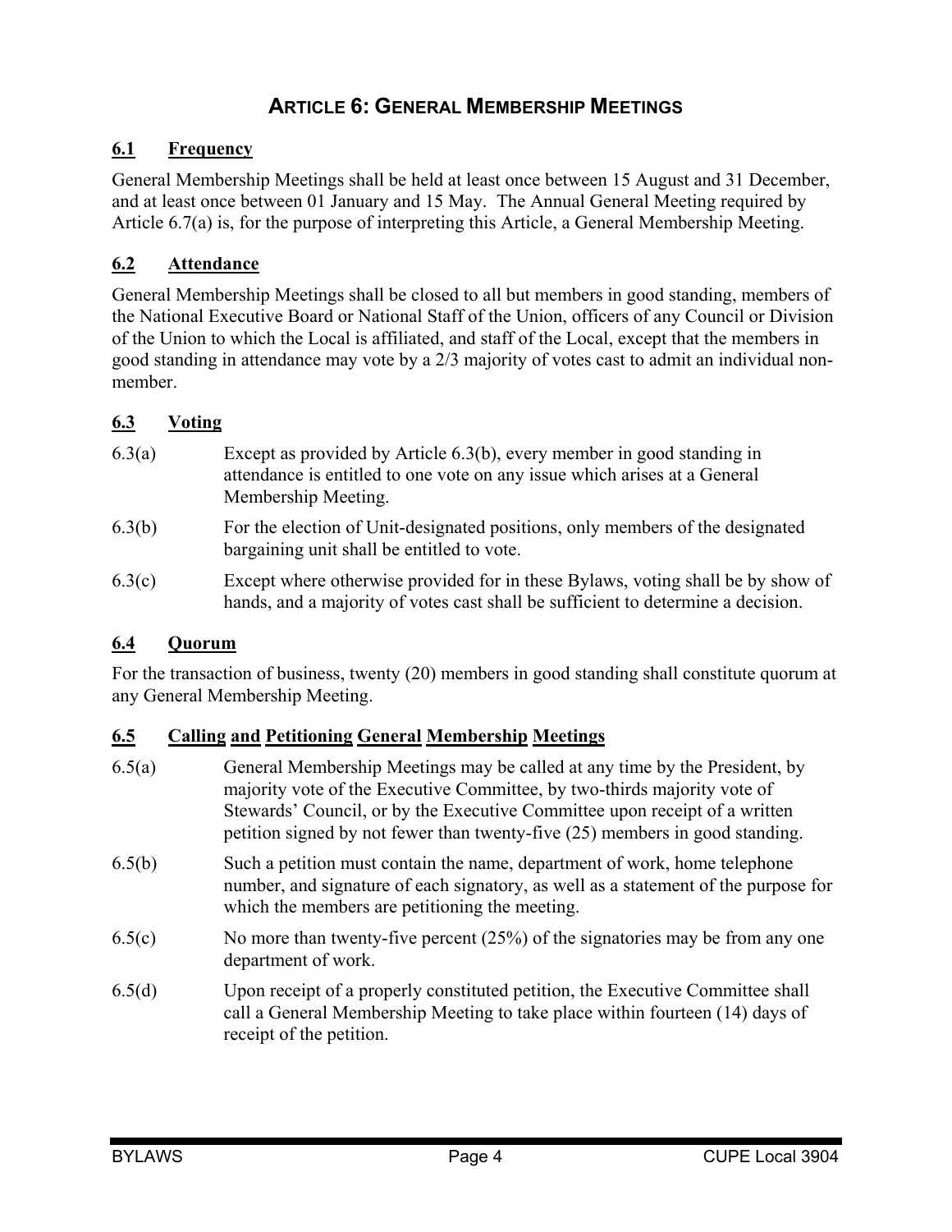# ARTICLE 6: GENERAL MEMBERSHIP MEETINGS

## 6.1 Frequency

General Membership Meetings shall be held at least once between 15 August and 31 December, and at least once between 01 January and 15 May. The Annual General Meeting required by Article 6.7(a) is, for the purpose of interpreting this Article, a General Membership Meeting.

## 6.2 Attendance

General Membership Meetings shall be closed to all but members in good standing, members of the National Executive Board or National Staff of the Union, officers of any Council or Division of the Union to which the Local is affiliated, and staff of the Local, except that the members in good standing in attendance may vote by a 2/3 majority of votes cast to admit an individual non-member.

## 6.3 Voting

6.3(a) Except as provided by Article 6.3(b), every member in good standing in attendance is entitled to one vote on any issue which arises at a General Membership Meeting.

6.3(b) For the election of Unit-designated positions, only members of the designated bargaining unit shall be entitled to vote.

6.3(c) Except where otherwise provided for in these Bylaws, voting shall be by show of hands, and a majority of votes cast shall be sufficient to determine a decision.

## 6.4 Quorum

For the transaction of business, twenty (20) members in good standing shall constitute quorum at any General Membership Meeting.

## 6.5 Calling and Petitioning General Membership Meetings

6.5(a) General Membership Meetings may be called at any time by the President, by majority vote of the Executive Committee, by two-thirds majority vote of Stewards' Council, or by the Executive Committee upon receipt of a written petition signed by not fewer than twenty-five (25) members in good standing.

6.5(b) Such a petition must contain the name, department of work, home telephone number, and signature of each signatory, as well as a statement of the purpose for which the members are petitioning the meeting.

6.5(c) No more than twenty-five percent (25%) of the signatories may be from any one department of work.

6.5(d) Upon receipt of a properly constituted petition, the Executive Committee shall call a General Membership Meeting to take place within fourteen (14) days of receipt of the petition.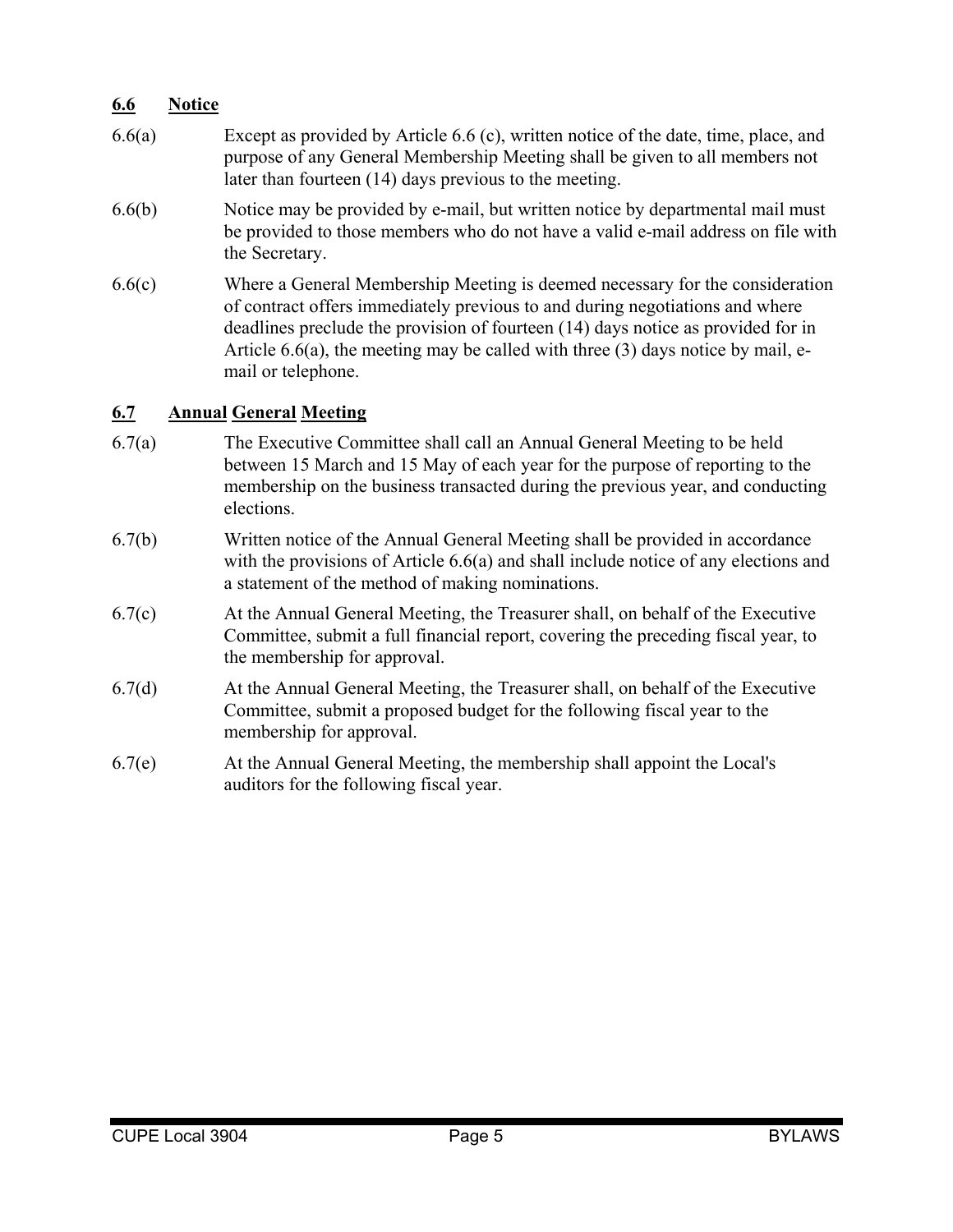## 6.6 Notice

6.6(a) Except as provided by Article 6.6 (c), written notice of the date, time, place, and purpose of any General Membership Meeting shall be given to all members not later than fourteen (14) days previous to the meeting.

6.6(b) Notice may be provided by e-mail, but written notice by departmental mail must be provided to those members who do not have a valid e-mail address on file with the Secretary.

6.6(c) Where a General Membership Meeting is deemed necessary for the consideration of contract offers immediately previous to and during negotiations and where deadlines preclude the provision of fourteen (14) days notice as provided for in Article 6.6(a), the meeting may be called with three (3) days notice by mail, e-mail or telephone.

## 6.7 Annual General Meeting

6.7(a) The Executive Committee shall call an Annual General Meeting to be held between 15 March and 15 May of each year for the purpose of reporting to the membership on the business transacted during the previous year, and conducting elections.

6.7(b) Written notice of the Annual General Meeting shall be provided in accordance with the provisions of Article 6.6(a) and shall include notice of any elections and a statement of the method of making nominations.

6.7(c) At the Annual General Meeting, the Treasurer shall, on behalf of the Executive Committee, submit a full financial report, covering the preceding fiscal year, to the membership for approval.

6.7(d) At the Annual General Meeting, the Treasurer shall, on behalf of the Executive Committee, submit a proposed budget for the following fiscal year to the membership for approval.

6.7(e) At the Annual General Meeting, the membership shall appoint the Local's auditors for the following fiscal year.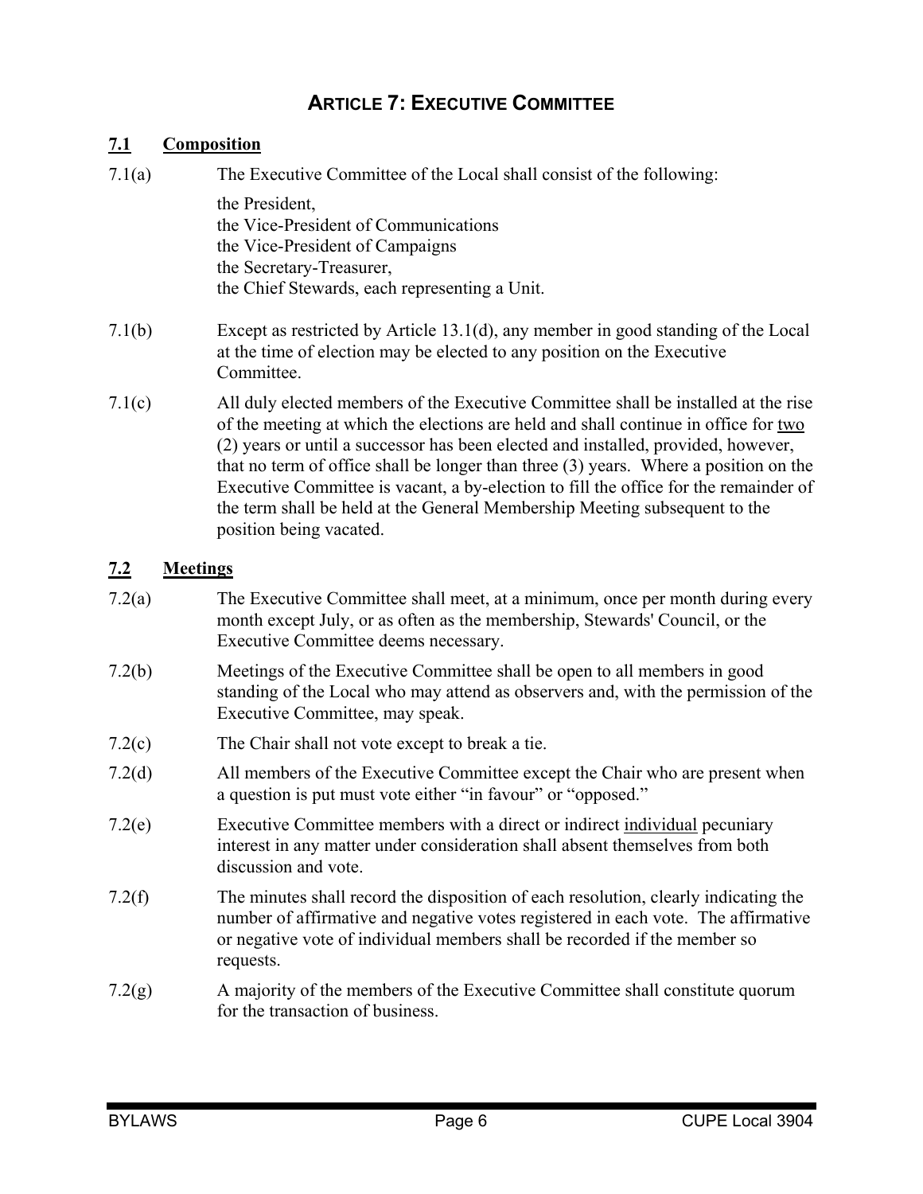# ARTICLE 7: EXECUTIVE COMMITTEE

## 7.1 Composition

7.1(a) The Executive Committee of the Local shall consist of the following:

the President,
the Vice-President of Communications
the Vice-President of Campaigns
the Secretary-Treasurer,
the Chief Stewards, each representing a Unit.

7.1(b) Except as restricted by Article 13.1(d), any member in good standing of the Local at the time of election may be elected to any position on the Executive Committee.

7.1(c) All duly elected members of the Executive Committee shall be installed at the rise of the meeting at which the elections are held and shall continue in office for two (2) years or until a successor has been elected and installed, provided, however, that no term of office shall be longer than three (3) years. Where a position on the Executive Committee is vacant, a by-election to fill the office for the remainder of the term shall be held at the General Membership Meeting subsequent to the position being vacated.

## 7.2 Meetings

7.2(a) The Executive Committee shall meet, at a minimum, once per month during every month except July, or as often as the membership, Stewards' Council, or the Executive Committee deems necessary.

7.2(b) Meetings of the Executive Committee shall be open to all members in good standing of the Local who may attend as observers and, with the permission of the Executive Committee, may speak.

7.2(c) The Chair shall not vote except to break a tie.

7.2(d) All members of the Executive Committee except the Chair who are present when a question is put must vote either "in favour" or "opposed."

7.2(e) Executive Committee members with a direct or indirect individual pecuniary interest in any matter under consideration shall absent themselves from both discussion and vote.

7.2(f) The minutes shall record the disposition of each resolution, clearly indicating the number of affirmative and negative votes registered in each vote. The affirmative or negative vote of individual members shall be recorded if the member so requests.

7.2(g) A majority of the members of the Executive Committee shall constitute quorum for the transaction of business.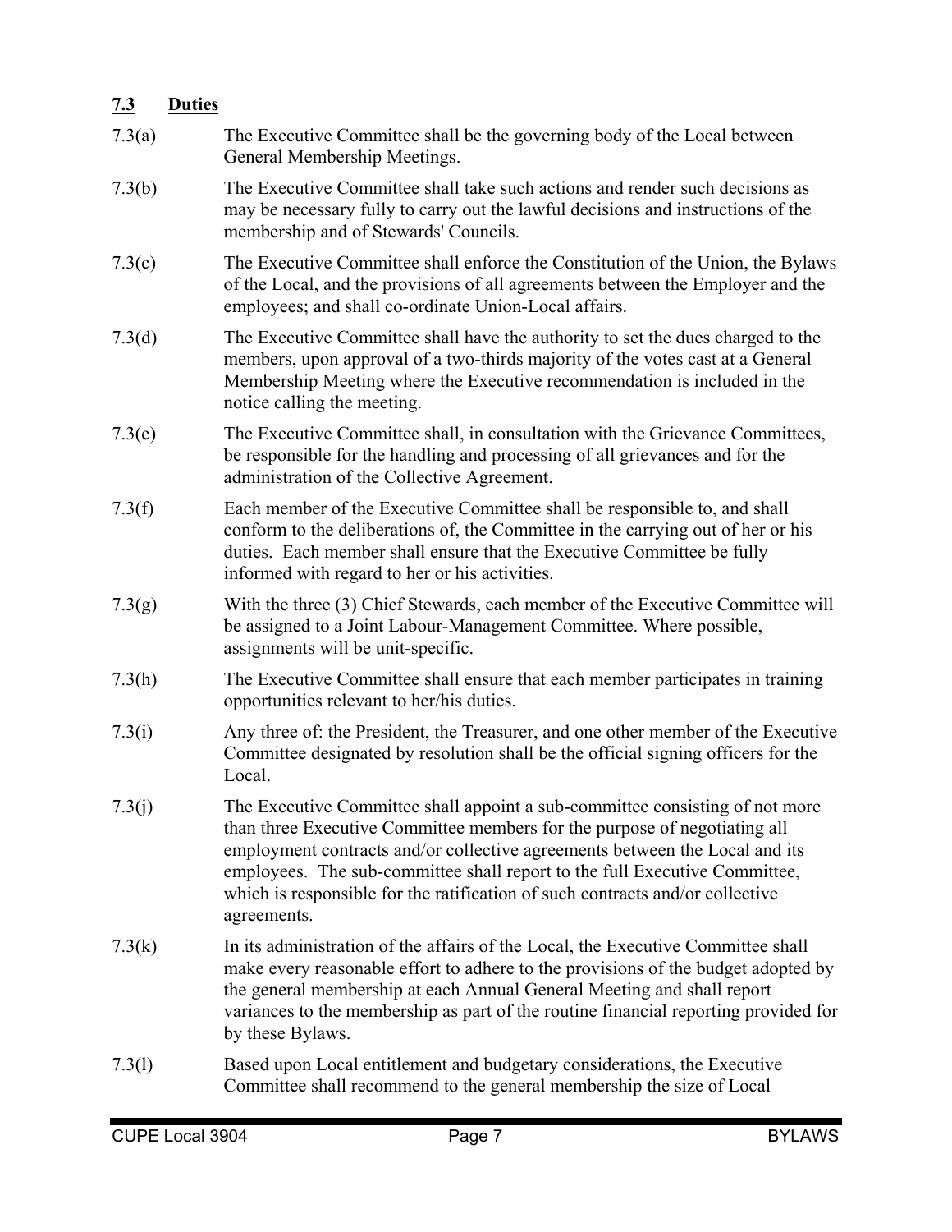## 7.3 Duties

7.3(a) The Executive Committee shall be the governing body of the Local between General Membership Meetings.

7.3(b) The Executive Committee shall take such actions and render such decisions as may be necessary fully to carry out the lawful decisions and instructions of the membership and of Stewards' Councils.

7.3(c) The Executive Committee shall enforce the Constitution of the Union, the Bylaws of the Local, and the provisions of all agreements between the Employer and the employees; and shall co-ordinate Union-Local affairs.

7.3(d) The Executive Committee shall have the authority to set the dues charged to the members, upon approval of a two-thirds majority of the votes cast at a General Membership Meeting where the Executive recommendation is included in the notice calling the meeting.

7.3(e) The Executive Committee shall, in consultation with the Grievance Committees, be responsible for the handling and processing of all grievances and for the administration of the Collective Agreement.

7.3(f) Each member of the Executive Committee shall be responsible to, and shall conform to the deliberations of, the Committee in the carrying out of her or his duties. Each member shall ensure that the Executive Committee be fully informed with regard to her or his activities.

7.3(g) With the three (3) Chief Stewards, each member of the Executive Committee will be assigned to a Joint Labour-Management Committee. Where possible, assignments will be unit-specific.

7.3(h) The Executive Committee shall ensure that each member participates in training opportunities relevant to her/his duties.

7.3(i) Any three of: the President, the Treasurer, and one other member of the Executive Committee designated by resolution shall be the official signing officers for the Local.

7.3(j) The Executive Committee shall appoint a sub-committee consisting of not more than three Executive Committee members for the purpose of negotiating all employment contracts and/or collective agreements between the Local and its employees. The sub-committee shall report to the full Executive Committee, which is responsible for the ratification of such contracts and/or collective agreements.

7.3(k) In its administration of the affairs of the Local, the Executive Committee shall make every reasonable effort to adhere to the provisions of the budget adopted by the general membership at each Annual General Meeting and shall report variances to the membership as part of the routine financial reporting provided for by these Bylaws.

7.3(l) Based upon Local entitlement and budgetary considerations, the Executive Committee shall recommend to the general membership the size of Local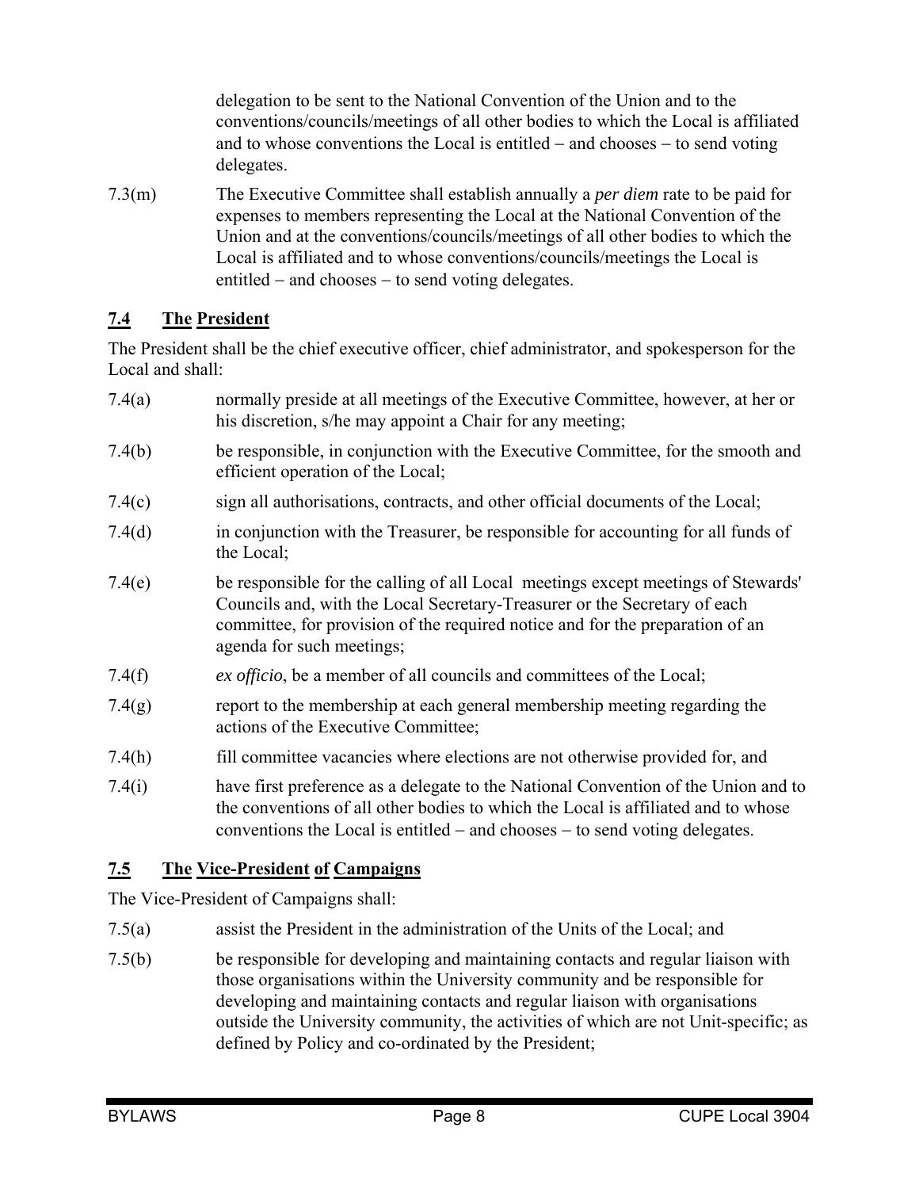delegation to be sent to the National Convention of the Union and to the conventions/councils/meetings of all other bodies to which the Local is affiliated and to whose conventions the Local is entitled – and chooses – to send voting delegates.

7.3(m) The Executive Committee shall establish annually a *per diem* rate to be paid for expenses to members representing the Local at the National Convention of the Union and at the conventions/councils/meetings of all other bodies to which the Local is affiliated and to whose conventions/councils/meetings the Local is entitled – and chooses – to send voting delegates.

## 7.4 The President

The President shall be the chief executive officer, chief administrator, and spokesperson for the Local and shall:

7.4(a) normally preside at all meetings of the Executive Committee, however, at her or his discretion, s/he may appoint a Chair for any meeting;

7.4(b) be responsible, in conjunction with the Executive Committee, for the smooth and efficient operation of the Local;

7.4(c) sign all authorisations, contracts, and other official documents of the Local;

7.4(d) in conjunction with the Treasurer, be responsible for accounting for all funds of the Local;

7.4(e) be responsible for the calling of all Local meetings except meetings of Stewards' Councils and, with the Local Secretary-Treasurer or the Secretary of each committee, for provision of the required notice and for the preparation of an agenda for such meetings;

7.4(f) *ex officio*, be a member of all councils and committees of the Local;

7.4(g) report to the membership at each general membership meeting regarding the actions of the Executive Committee;

7.4(h) fill committee vacancies where elections are not otherwise provided for, and

7.4(i) have first preference as a delegate to the National Convention of the Union and to the conventions of all other bodies to which the Local is affiliated and to whose conventions the Local is entitled – and chooses – to send voting delegates.

## 7.5 The Vice-President of Campaigns

The Vice-President of Campaigns shall:

7.5(a) assist the President in the administration of the Units of the Local; and

7.5(b) be responsible for developing and maintaining contacts and regular liaison with those organisations within the University community and be responsible for developing and maintaining contacts and regular liaison with organisations outside the University community, the activities of which are not Unit-specific; as defined by Policy and co-ordinated by the President;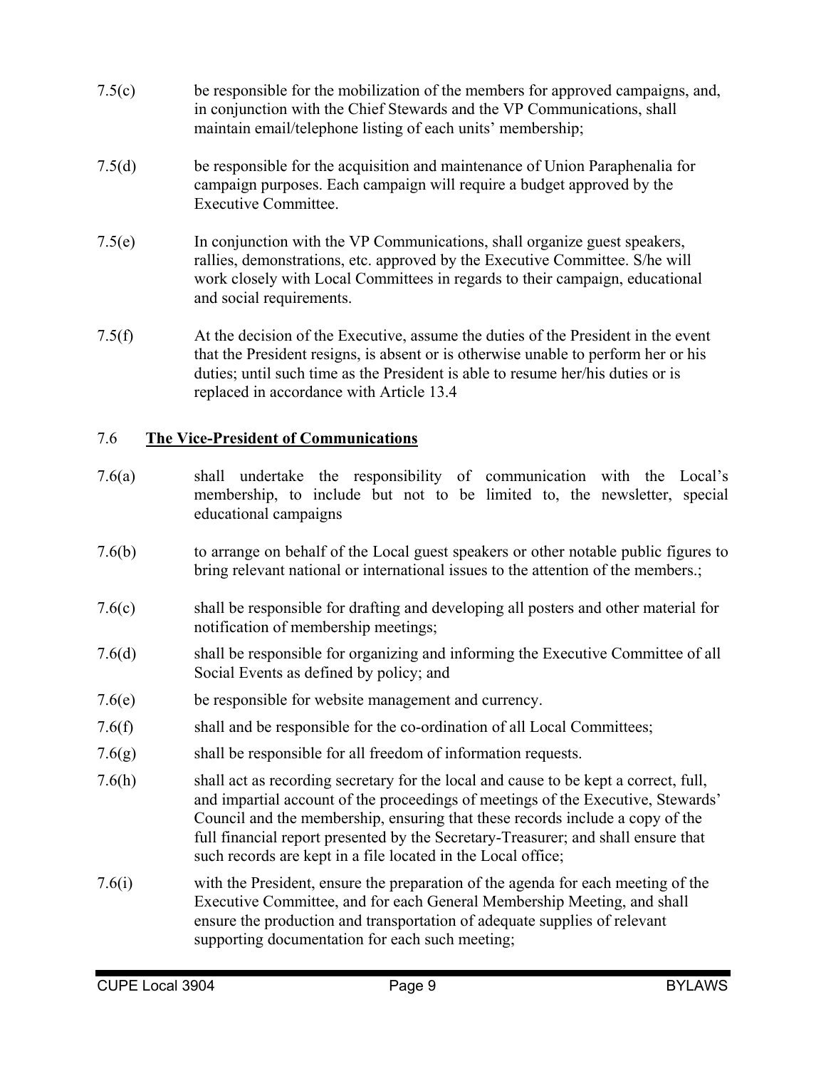7.5(c) be responsible for the mobilization of the members for approved campaigns, and, in conjunction with the Chief Stewards and the VP Communications, shall maintain email/telephone listing of each units' membership;

7.5(d) be responsible for the acquisition and maintenance of Union Paraphenalia for campaign purposes. Each campaign will require a budget approved by the Executive Committee.

7.5(e) In conjunction with the VP Communications, shall organize guest speakers, rallies, demonstrations, etc. approved by the Executive Committee. S/he will work closely with Local Committees in regards to their campaign, educational and social requirements.

7.5(f) At the decision of the Executive, assume the duties of the President in the event that the President resigns, is absent or is otherwise unable to perform her or his duties; until such time as the President is able to resume her/his duties or is replaced in accordance with Article 13.4

## 7.6 **<u>The Vice-President of Communications</u>**

7.6(a) shall undertake the responsibility of communication with the Local's membership, to include but not to be limited to, the newsletter, special educational campaigns

7.6(b) to arrange on behalf of the Local guest speakers or other notable public figures to bring relevant national or international issues to the attention of the members.;

7.6(c) shall be responsible for drafting and developing all posters and other material for notification of membership meetings;

7.6(d) shall be responsible for organizing and informing the Executive Committee of all Social Events as defined by policy; and

7.6(e) be responsible for website management and currency.

7.6(f) shall and be responsible for the co-ordination of all Local Committees;

7.6(g) shall be responsible for all freedom of information requests.

7.6(h) shall act as recording secretary for the local and cause to be kept a correct, full, and impartial account of the proceedings of meetings of the Executive, Stewards' Council and the membership, ensuring that these records include a copy of the full financial report presented by the Secretary-Treasurer; and shall ensure that such records are kept in a file located in the Local office;

7.6(i) with the President, ensure the preparation of the agenda for each meeting of the Executive Committee, and for each General Membership Meeting, and shall ensure the production and transportation of adequate supplies of relevant supporting documentation for each such meeting;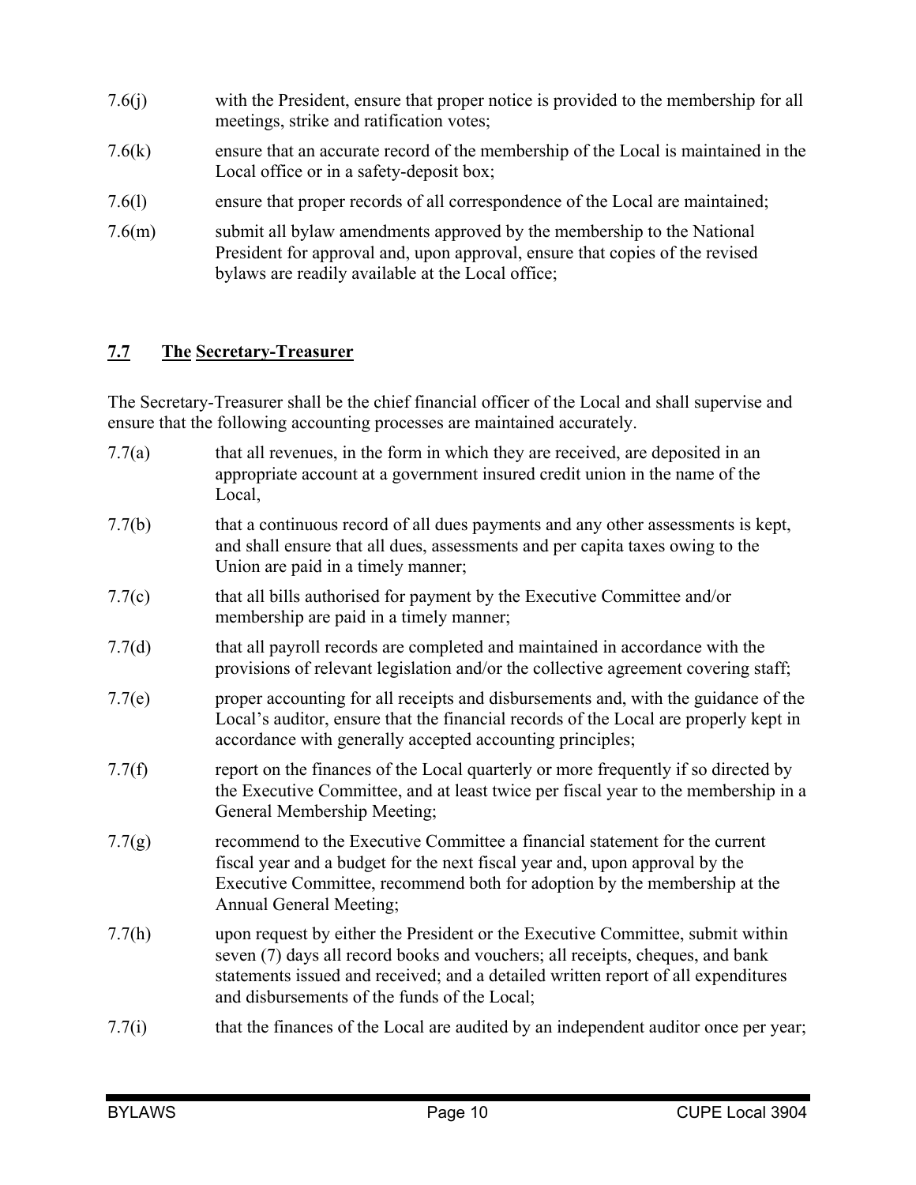7.6(j) with the President, ensure that proper notice is provided to the membership for all meetings, strike and ratification votes;

7.6(k) ensure that an accurate record of the membership of the Local is maintained in the Local office or in a safety-deposit box;

7.6(l) ensure that proper records of all correspondence of the Local are maintained;

7.6(m) submit all bylaw amendments approved by the membership to the National President for approval and, upon approval, ensure that copies of the revised bylaws are readily available at the Local office;

## 7.7 The Secretary-Treasurer

The Secretary-Treasurer shall be the chief financial officer of the Local and shall supervise and ensure that the following accounting processes are maintained accurately.

7.7(a) that all revenues, in the form in which they are received, are deposited in an appropriate account at a government insured credit union in the name of the Local,

7.7(b) that a continuous record of all dues payments and any other assessments is kept, and shall ensure that all dues, assessments and per capita taxes owing to the Union are paid in a timely manner;

7.7(c) that all bills authorised for payment by the Executive Committee and/or membership are paid in a timely manner;

7.7(d) that all payroll records are completed and maintained in accordance with the provisions of relevant legislation and/or the collective agreement covering staff;

7.7(e) proper accounting for all receipts and disbursements and, with the guidance of the Local's auditor, ensure that the financial records of the Local are properly kept in accordance with generally accepted accounting principles;

7.7(f) report on the finances of the Local quarterly or more frequently if so directed by the Executive Committee, and at least twice per fiscal year to the membership in a General Membership Meeting;

7.7(g) recommend to the Executive Committee a financial statement for the current fiscal year and a budget for the next fiscal year and, upon approval by the Executive Committee, recommend both for adoption by the membership at the Annual General Meeting;

7.7(h) upon request by either the President or the Executive Committee, submit within seven (7) days all record books and vouchers; all receipts, cheques, and bank statements issued and received; and a detailed written report of all expenditures and disbursements of the funds of the Local;

7.7(i) that the finances of the Local are audited by an independent auditor once per year;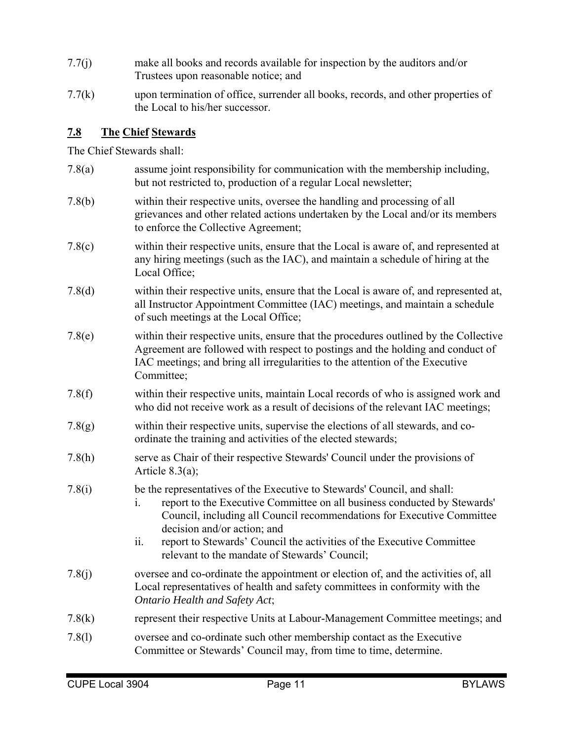7.7(j) make all books and records available for inspection by the auditors and/or Trustees upon reasonable notice; and

7.7(k) upon termination of office, surrender all books, records, and other properties of the Local to his/her successor.

## 7.8 The Chief Stewards

The Chief Stewards shall:

7.8(a) assume joint responsibility for communication with the membership including, but not restricted to, production of a regular Local newsletter;

7.8(b) within their respective units, oversee the handling and processing of all grievances and other related actions undertaken by the Local and/or its members to enforce the Collective Agreement;

7.8(c) within their respective units, ensure that the Local is aware of, and represented at any hiring meetings (such as the IAC), and maintain a schedule of hiring at the Local Office;

7.8(d) within their respective units, ensure that the Local is aware of, and represented at, all Instructor Appointment Committee (IAC) meetings, and maintain a schedule of such meetings at the Local Office;

7.8(e) within their respective units, ensure that the procedures outlined by the Collective Agreement are followed with respect to postings and the holding and conduct of IAC meetings; and bring all irregularities to the attention of the Executive Committee;

7.8(f) within their respective units, maintain Local records of who is assigned work and who did not receive work as a result of decisions of the relevant IAC meetings;

7.8(g) within their respective units, supervise the elections of all stewards, and co-ordinate the training and activities of the elected stewards;

7.8(h) serve as Chair of their respective Stewards' Council under the provisions of Article 8.3(a);

7.8(i) be the representatives of the Executive to Stewards' Council, and shall:

i. report to the Executive Committee on all business conducted by Stewards' Council, including all Council recommendations for Executive Committee decision and/or action; and
ii. report to Stewards' Council the activities of the Executive Committee relevant to the mandate of Stewards' Council;

7.8(j) oversee and co-ordinate the appointment or election of, and the activities of, all Local representatives of health and safety committees in conformity with the *Ontario Health and Safety Act*;

7.8(k) represent their respective Units at Labour-Management Committee meetings; and

7.8(l) oversee and co-ordinate such other membership contact as the Executive Committee or Stewards' Council may, from time to time, determine.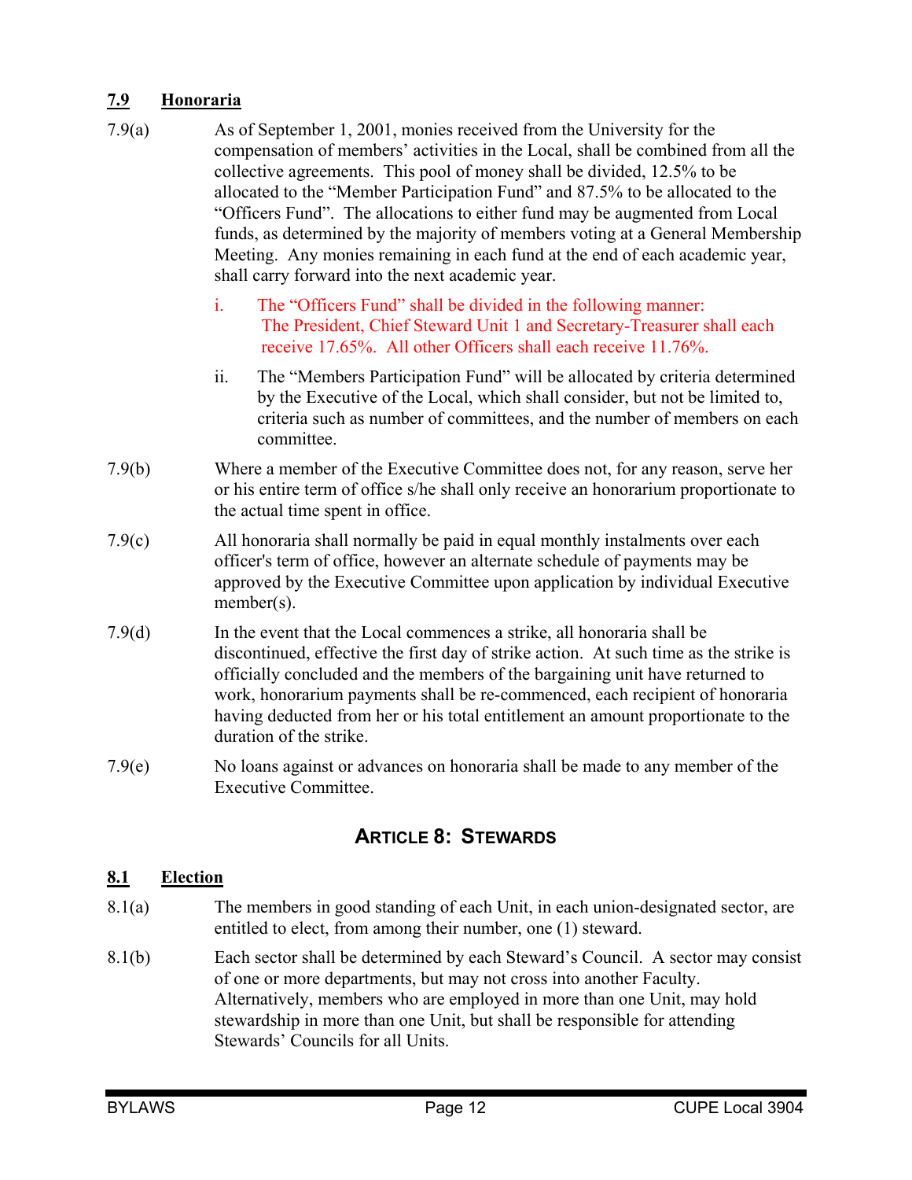### 7.9 Honoraria

7.9(a) As of September 1, 2001, monies received from the University for the compensation of members' activities in the Local, shall be combined from all the collective agreements. This pool of money shall be divided, 12.5% to be allocated to the "Member Participation Fund" and 87.5% to be allocated to the "Officers Fund". The allocations to either fund may be augmented from Local funds, as determined by the majority of members voting at a General Membership Meeting. Any monies remaining in each fund at the end of each academic year, shall carry forward into the next academic year.

i. The "Officers Fund" shall be divided in the following manner: The President, Chief Steward Unit 1 and Secretary-Treasurer shall each receive 17.65%. All other Officers shall each receive 11.76%.

ii. The "Members Participation Fund" will be allocated by criteria determined by the Executive of the Local, which shall consider, but not be limited to, criteria such as number of committees, and the number of members on each committee.

7.9(b) Where a member of the Executive Committee does not, for any reason, serve her or his entire term of office s/he shall only receive an honorarium proportionate to the actual time spent in office.

7.9(c) All honoraria shall normally be paid in equal monthly instalments over each officer's term of office, however an alternate schedule of payments may be approved by the Executive Committee upon application by individual Executive member(s).

7.9(d) In the event that the Local commences a strike, all honoraria shall be discontinued, effective the first day of strike action. At such time as the strike is officially concluded and the members of the bargaining unit have returned to work, honorarium payments shall be re-commenced, each recipient of honoraria having deducted from her or his total entitlement an amount proportionate to the duration of the strike.

7.9(e) No loans against or advances on honoraria shall be made to any member of the Executive Committee.

## ARTICLE 8: STEWARDS

### 8.1 Election

8.1(a) The members in good standing of each Unit, in each union-designated sector, are entitled to elect, from among their number, one (1) steward.

8.1(b) Each sector shall be determined by each Steward's Council. A sector may consist of one or more departments, but may not cross into another Faculty. Alternatively, members who are employed in more than one Unit, may hold stewardship in more than one Unit, but shall be responsible for attending Stewards' Councils for all Units.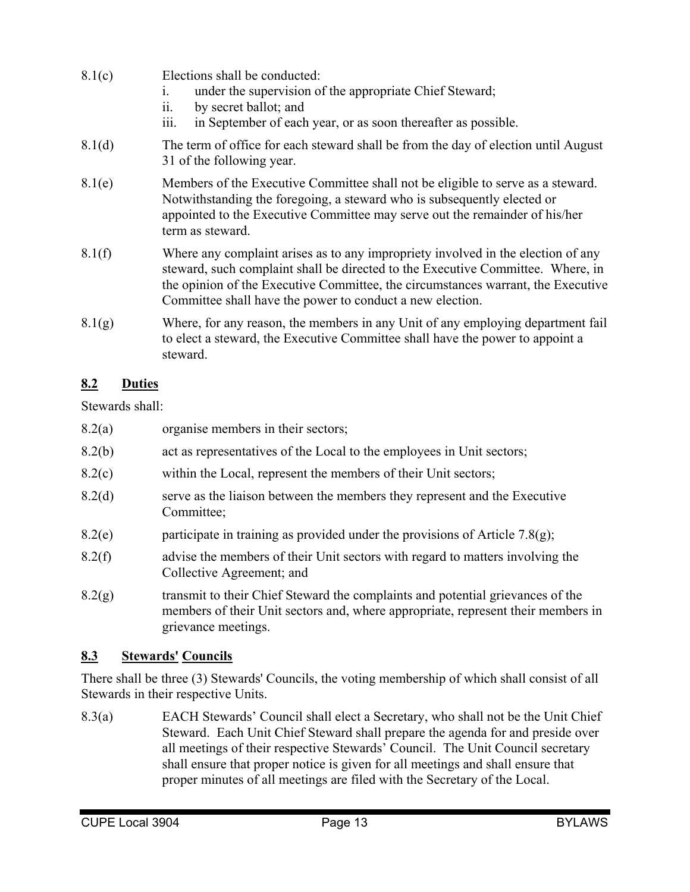8.1(c) Elections shall be conducted:

i. under the supervision of the appropriate Chief Steward;
ii. by secret ballot; and
iii. in September of each year, or as soon thereafter as possible.

8.1(d) The term of office for each steward shall be from the day of election until August 31 of the following year.

8.1(e) Members of the Executive Committee shall not be eligible to serve as a steward. Notwithstanding the foregoing, a steward who is subsequently elected or appointed to the Executive Committee may serve out the remainder of his/her term as steward.

8.1(f) Where any complaint arises as to any impropriety involved in the election of any steward, such complaint shall be directed to the Executive Committee. Where, in the opinion of the Executive Committee, the circumstances warrant, the Executive Committee shall have the power to conduct a new election.

8.1(g) Where, for any reason, the members in any Unit of any employing department fail to elect a steward, the Executive Committee shall have the power to appoint a steward.

## 8.2 Duties

Stewards shall:

8.2(a) organise members in their sectors;

8.2(b) act as representatives of the Local to the employees in Unit sectors;

8.2(c) within the Local, represent the members of their Unit sectors;

8.2(d) serve as the liaison between the members they represent and the Executive Committee;

8.2(e) participate in training as provided under the provisions of Article 7.8(g);

8.2(f) advise the members of their Unit sectors with regard to matters involving the Collective Agreement; and

8.2(g) transmit to their Chief Steward the complaints and potential grievances of the members of their Unit sectors and, where appropriate, represent their members in grievance meetings.

## 8.3 Stewards' Councils

There shall be three (3) Stewards' Councils, the voting membership of which shall consist of all Stewards in their respective Units.

8.3(a) EACH Stewards' Council shall elect a Secretary, who shall not be the Unit Chief Steward. Each Unit Chief Steward shall prepare the agenda for and preside over all meetings of their respective Stewards' Council. The Unit Council secretary shall ensure that proper notice is given for all meetings and shall ensure that proper minutes of all meetings are filed with the Secretary of the Local.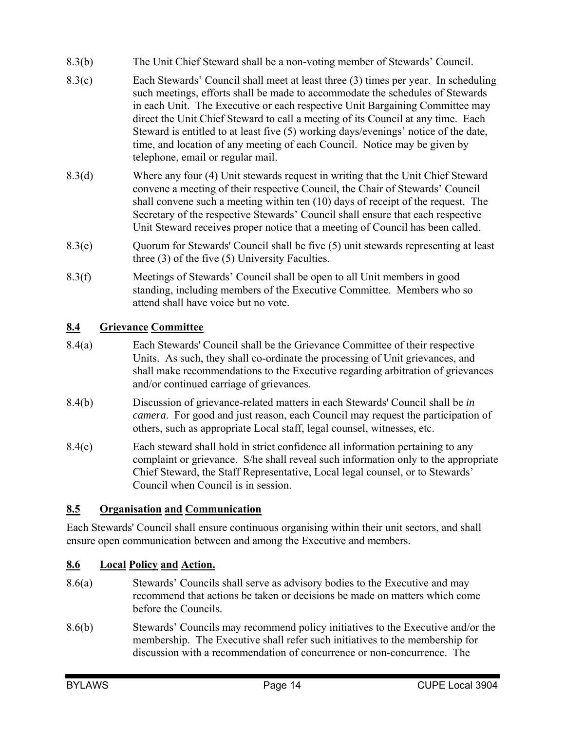8.3(b) The Unit Chief Steward shall be a non-voting member of Stewards' Council.

8.3(c) Each Stewards' Council shall meet at least three (3) times per year. In scheduling such meetings, efforts shall be made to accommodate the schedules of Stewards in each Unit. The Executive or each respective Unit Bargaining Committee may direct the Unit Chief Steward to call a meeting of its Council at any time. Each Steward is entitled to at least five (5) working days/evenings' notice of the date, time, and location of any meeting of each Council. Notice may be given by telephone, email or regular mail.

8.3(d) Where any four (4) Unit stewards request in writing that the Unit Chief Steward convene a meeting of their respective Council, the Chair of Stewards' Council shall convene such a meeting within ten (10) days of receipt of the request. The Secretary of the respective Stewards' Council shall ensure that each respective Unit Steward receives proper notice that a meeting of Council has been called.

8.3(e) Quorum for Stewards' Council shall be five (5) unit stewards representing at least three (3) of the five (5) University Faculties.

8.3(f) Meetings of Stewards' Council shall be open to all Unit members in good standing, including members of the Executive Committee. Members who so attend shall have voice but no vote.

## 8.4 Grievance Committee

8.4(a) Each Stewards' Council shall be the Grievance Committee of their respective Units. As such, they shall co-ordinate the processing of Unit grievances, and shall make recommendations to the Executive regarding arbitration of grievances and/or continued carriage of grievances.

8.4(b) Discussion of grievance-related matters in each Stewards' Council shall be *in camera*. For good and just reason, each Council may request the participation of others, such as appropriate Local staff, legal counsel, witnesses, etc.

8.4(c) Each steward shall hold in strict confidence all information pertaining to any complaint or grievance. S/he shall reveal such information only to the appropriate Chief Steward, the Staff Representative, Local legal counsel, or to Stewards' Council when Council is in session.

## 8.5 Organisation and Communication

Each Stewards' Council shall ensure continuous organising within their unit sectors, and shall ensure open communication between and among the Executive and members.

## 8.6 Local Policy and Action.

8.6(a) Stewards' Councils shall serve as advisory bodies to the Executive and may recommend that actions be taken or decisions be made on matters which come before the Councils.

8.6(b) Stewards' Councils may recommend policy initiatives to the Executive and/or the membership. The Executive shall refer such initiatives to the membership for discussion with a recommendation of concurrence or non-concurrence. The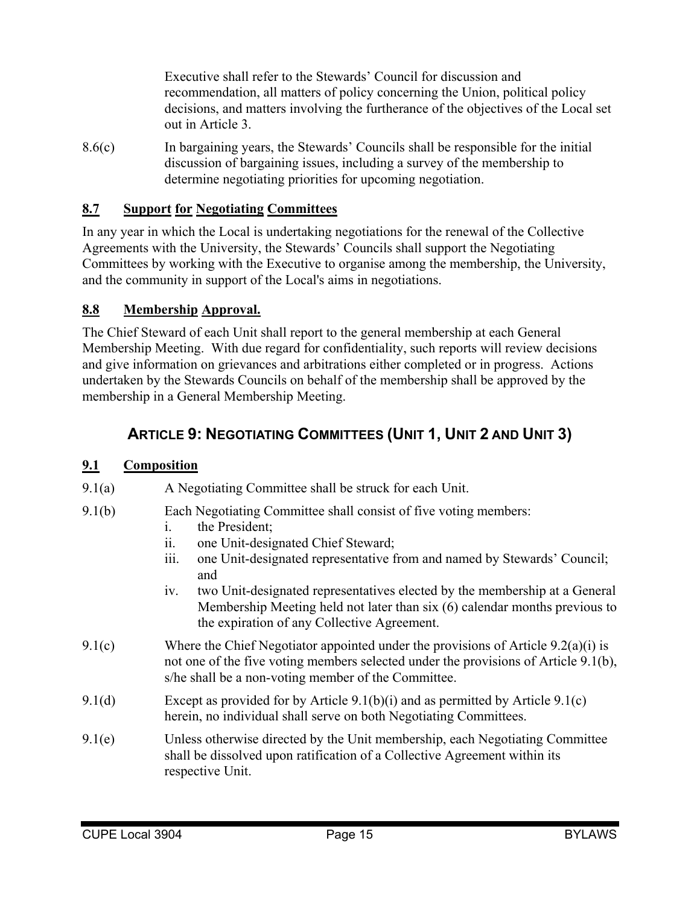Executive shall refer to the Stewards' Council for discussion and recommendation, all matters of policy concerning the Union, political policy decisions, and matters involving the furtherance of the objectives of the Local set out in Article 3.

8.6(c) In bargaining years, the Stewards' Councils shall be responsible for the initial discussion of bargaining issues, including a survey of the membership to determine negotiating priorities for upcoming negotiation.

### 8.7 Support for Negotiating Committees

In any year in which the Local is undertaking negotiations for the renewal of the Collective Agreements with the University, the Stewards' Councils shall support the Negotiating Committees by working with the Executive to organise among the membership, the University, and the community in support of the Local's aims in negotiations.

### 8.8 Membership Approval.

The Chief Steward of each Unit shall report to the general membership at each General Membership Meeting. With due regard for confidentiality, such reports will review decisions and give information on grievances and arbitrations either completed or in progress. Actions undertaken by the Stewards Councils on behalf of the membership shall be approved by the membership in a General Membership Meeting.

## ARTICLE 9: NEGOTIATING COMMITTEES (UNIT 1, UNIT 2 AND UNIT 3)

### 9.1 Composition

9.1(a) A Negotiating Committee shall be struck for each Unit.

9.1(b) Each Negotiating Committee shall consist of five voting members:

- i. the President;
- ii. one Unit-designated Chief Steward;
- iii. one Unit-designated representative from and named by Stewards' Council; and
- iv. two Unit-designated representatives elected by the membership at a General Membership Meeting held not later than six (6) calendar months previous to the expiration of any Collective Agreement.

9.1(c) Where the Chief Negotiator appointed under the provisions of Article 9.2(a)(i) is not one of the five voting members selected under the provisions of Article 9.1(b), s/he shall be a non-voting member of the Committee.

9.1(d) Except as provided for by Article 9.1(b)(i) and as permitted by Article 9.1(c) herein, no individual shall serve on both Negotiating Committees.

9.1(e) Unless otherwise directed by the Unit membership, each Negotiating Committee shall be dissolved upon ratification of a Collective Agreement within its respective Unit.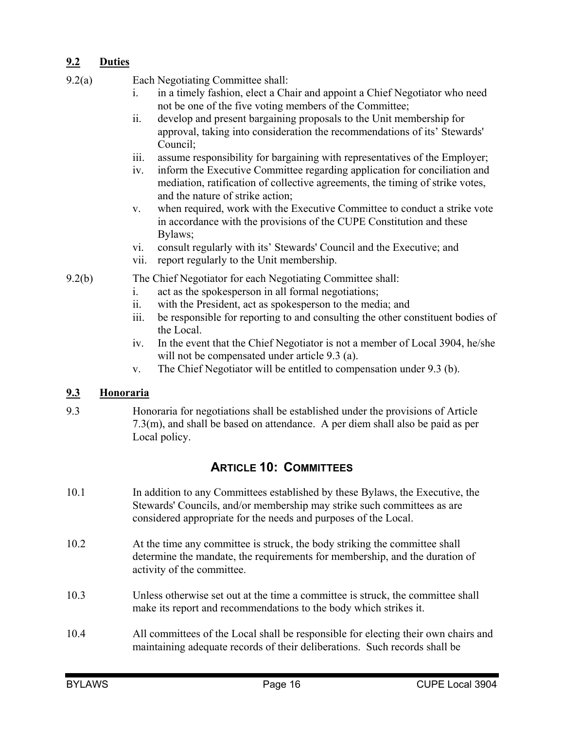### 9.2 Duties

9.2(a) Each Negotiating Committee shall:

i. in a timely fashion, elect a Chair and appoint a Chief Negotiator who need not be one of the five voting members of the Committee;
ii. develop and present bargaining proposals to the Unit membership for approval, taking into consideration the recommendations of its' Stewards' Council;
iii. assume responsibility for bargaining with representatives of the Employer;
iv. inform the Executive Committee regarding application for conciliation and mediation, ratification of collective agreements, the timing of strike votes, and the nature of strike action;
v. when required, work with the Executive Committee to conduct a strike vote in accordance with the provisions of the CUPE Constitution and these Bylaws;
vi. consult regularly with its' Stewards' Council and the Executive; and
vii. report regularly to the Unit membership.

9.2(b) The Chief Negotiator for each Negotiating Committee shall:

i. act as the spokesperson in all formal negotiations;
ii. with the President, act as spokesperson to the media; and
iii. be responsible for reporting to and consulting the other constituent bodies of the Local.
iv. In the event that the Chief Negotiator is not a member of Local 3904, he/she will not be compensated under article 9.3 (a).
v. The Chief Negotiator will be entitled to compensation under 9.3 (b).

### 9.3 Honoraria

9.3 Honoraria for negotiations shall be established under the provisions of Article 7.3(m), and shall be based on attendance. A per diem shall also be paid as per Local policy.

## ARTICLE 10: COMMITTEES

10.1 In addition to any Committees established by these Bylaws, the Executive, the Stewards' Councils, and/or membership may strike such committees as are considered appropriate for the needs and purposes of the Local.

10.2 At the time any committee is struck, the body striking the committee shall determine the mandate, the requirements for membership, and the duration of activity of the committee.

10.3 Unless otherwise set out at the time a committee is struck, the committee shall make its report and recommendations to the body which strikes it.

10.4 All committees of the Local shall be responsible for electing their own chairs and maintaining adequate records of their deliberations. Such records shall be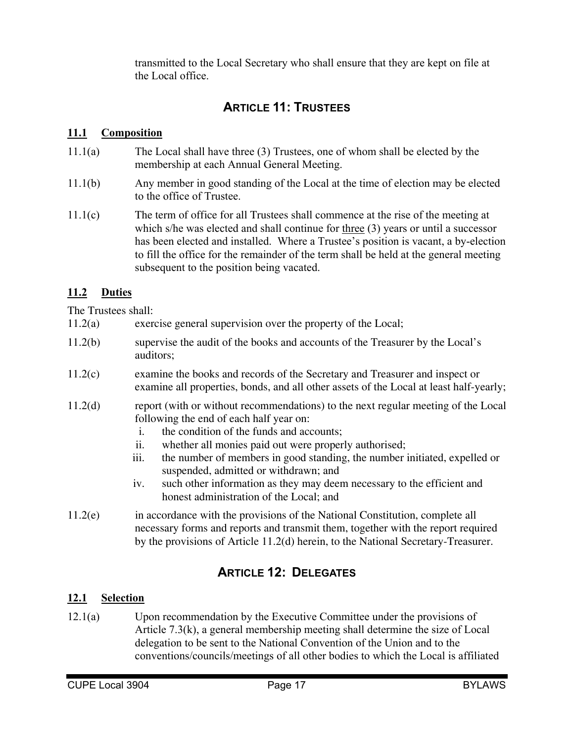transmitted to the Local Secretary who shall ensure that they are kept on file at the Local office.

## ARTICLE 11: TRUSTEES

### 11.1 Composition

11.1(a) The Local shall have three (3) Trustees, one of whom shall be elected by the membership at each Annual General Meeting.

11.1(b) Any member in good standing of the Local at the time of election may be elected to the office of Trustee.

11.1(c) The term of office for all Trustees shall commence at the rise of the meeting at which s/he was elected and shall continue for three (3) years or until a successor has been elected and installed. Where a Trustee's position is vacant, a by-election to fill the office for the remainder of the term shall be held at the general meeting subsequent to the position being vacated.

### 11.2 Duties

The Trustees shall:

11.2(a) exercise general supervision over the property of the Local;

11.2(b) supervise the audit of the books and accounts of the Treasurer by the Local's auditors;

11.2(c) examine the books and records of the Secretary and Treasurer and inspect or examine all properties, bonds, and all other assets of the Local at least half-yearly;

11.2(d) report (with or without recommendations) to the next regular meeting of the Local following the end of each half year on:

i. the condition of the funds and accounts;
ii. whether all monies paid out were properly authorised;
iii. the number of members in good standing, the number initiated, expelled or suspended, admitted or withdrawn; and
iv. such other information as they may deem necessary to the efficient and honest administration of the Local; and

11.2(e) in accordance with the provisions of the National Constitution, complete all necessary forms and reports and transmit them, together with the report required by the provisions of Article 11.2(d) herein, to the National Secretary-Treasurer.

## ARTICLE 12: DELEGATES

### 12.1 Selection

12.1(a) Upon recommendation by the Executive Committee under the provisions of Article 7.3(k), a general membership meeting shall determine the size of Local delegation to be sent to the National Convention of the Union and to the conventions/councils/meetings of all other bodies to which the Local is affiliated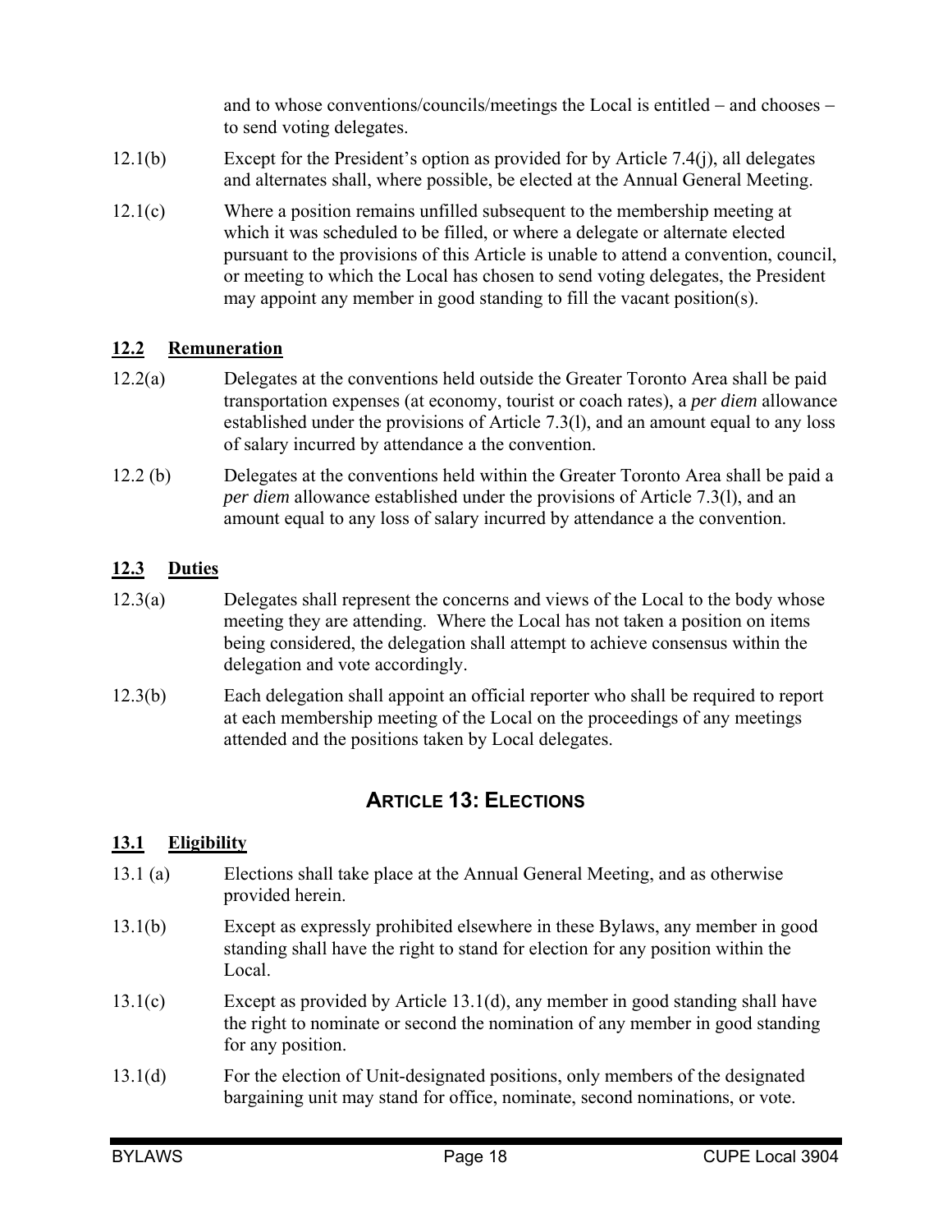and to whose conventions/councils/meetings the Local is entitled – and chooses – to send voting delegates.

12.1(b) Except for the President's option as provided for by Article 7.4(j), all delegates and alternates shall, where possible, be elected at the Annual General Meeting.

12.1(c) Where a position remains unfilled subsequent to the membership meeting at which it was scheduled to be filled, or where a delegate or alternate elected pursuant to the provisions of this Article is unable to attend a convention, council, or meeting to which the Local has chosen to send voting delegates, the President may appoint any member in good standing to fill the vacant position(s).

### 12.2 Remuneration

12.2(a) Delegates at the conventions held outside the Greater Toronto Area shall be paid transportation expenses (at economy, tourist or coach rates), a *per diem* allowance established under the provisions of Article 7.3(l), and an amount equal to any loss of salary incurred by attendance a the convention.

12.2 (b) Delegates at the conventions held within the Greater Toronto Area shall be paid a *per diem* allowance established under the provisions of Article 7.3(l), and an amount equal to any loss of salary incurred by attendance a the convention.

### 12.3 Duties

12.3(a) Delegates shall represent the concerns and views of the Local to the body whose meeting they are attending. Where the Local has not taken a position on items being considered, the delegation shall attempt to achieve consensus within the delegation and vote accordingly.

12.3(b) Each delegation shall appoint an official reporter who shall be required to report at each membership meeting of the Local on the proceedings of any meetings attended and the positions taken by Local delegates.

## ARTICLE 13: ELECTIONS

### 13.1 Eligibility

13.1 (a) Elections shall take place at the Annual General Meeting, and as otherwise provided herein.

13.1(b) Except as expressly prohibited elsewhere in these Bylaws, any member in good standing shall have the right to stand for election for any position within the Local.

13.1(c) Except as provided by Article 13.1(d), any member in good standing shall have the right to nominate or second the nomination of any member in good standing for any position.

13.1(d) For the election of Unit-designated positions, only members of the designated bargaining unit may stand for office, nominate, second nominations, or vote.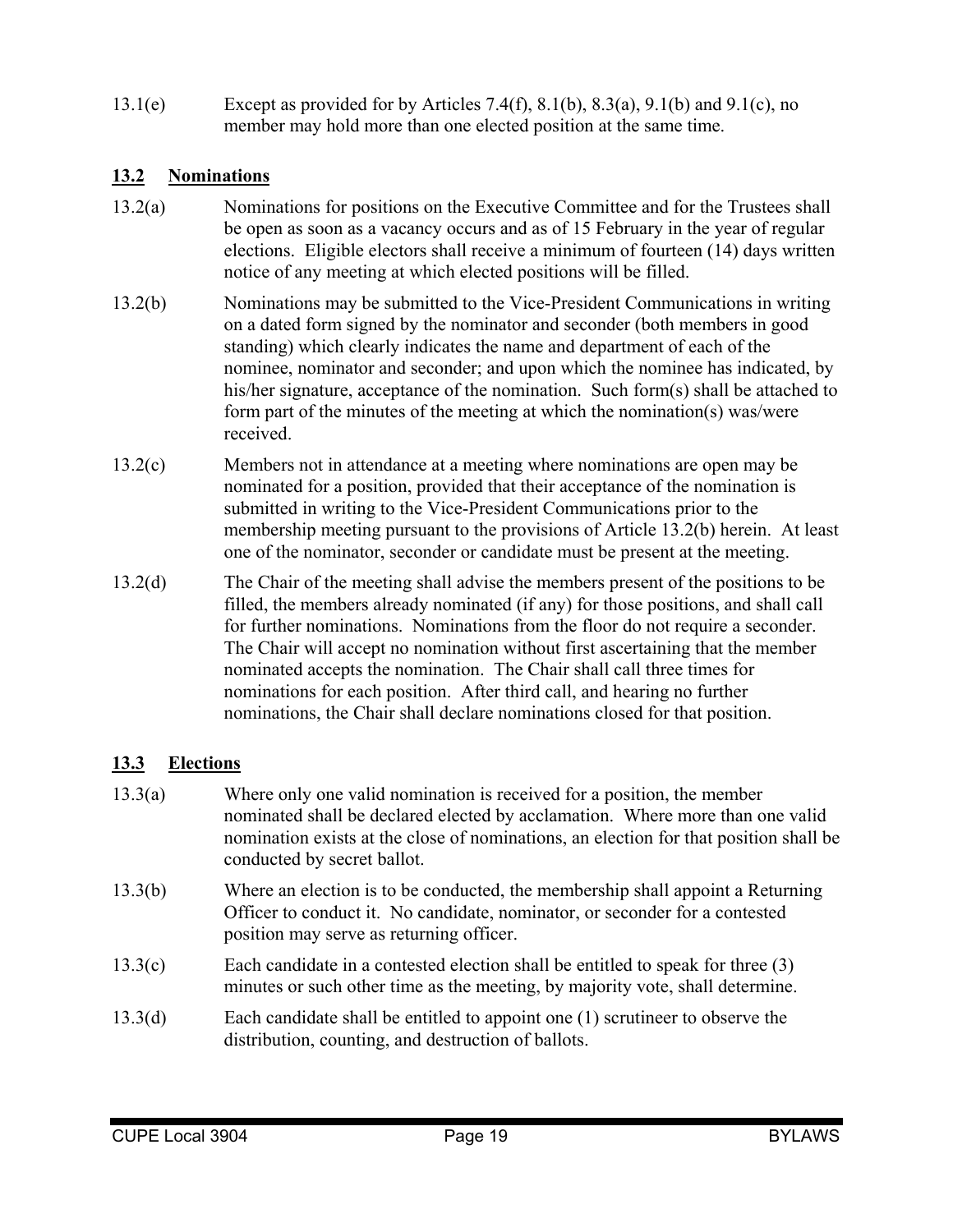13.1(e) Except as provided for by Articles 7.4(f), 8.1(b), 8.3(a), 9.1(b) and 9.1(c), no member may hold more than one elected position at the same time.

## 13.2 Nominations

13.2(a) Nominations for positions on the Executive Committee and for the Trustees shall be open as soon as a vacancy occurs and as of 15 February in the year of regular elections. Eligible electors shall receive a minimum of fourteen (14) days written notice of any meeting at which elected positions will be filled.

13.2(b) Nominations may be submitted to the Vice-President Communications in writing on a dated form signed by the nominator and seconder (both members in good standing) which clearly indicates the name and department of each of the nominee, nominator and seconder; and upon which the nominee has indicated, by his/her signature, acceptance of the nomination. Such form(s) shall be attached to form part of the minutes of the meeting at which the nomination(s) was/were received.

13.2(c) Members not in attendance at a meeting where nominations are open may be nominated for a position, provided that their acceptance of the nomination is submitted in writing to the Vice-President Communications prior to the membership meeting pursuant to the provisions of Article 13.2(b) herein. At least one of the nominator, seconder or candidate must be present at the meeting.

13.2(d) The Chair of the meeting shall advise the members present of the positions to be filled, the members already nominated (if any) for those positions, and shall call for further nominations. Nominations from the floor do not require a seconder. The Chair will accept no nomination without first ascertaining that the member nominated accepts the nomination. The Chair shall call three times for nominations for each position. After third call, and hearing no further nominations, the Chair shall declare nominations closed for that position.

## 13.3 Elections

13.3(a) Where only one valid nomination is received for a position, the member nominated shall be declared elected by acclamation. Where more than one valid nomination exists at the close of nominations, an election for that position shall be conducted by secret ballot.

13.3(b) Where an election is to be conducted, the membership shall appoint a Returning Officer to conduct it. No candidate, nominator, or seconder for a contested position may serve as returning officer.

13.3(c) Each candidate in a contested election shall be entitled to speak for three (3) minutes or such other time as the meeting, by majority vote, shall determine.

13.3(d) Each candidate shall be entitled to appoint one (1) scrutineer to observe the distribution, counting, and destruction of ballots.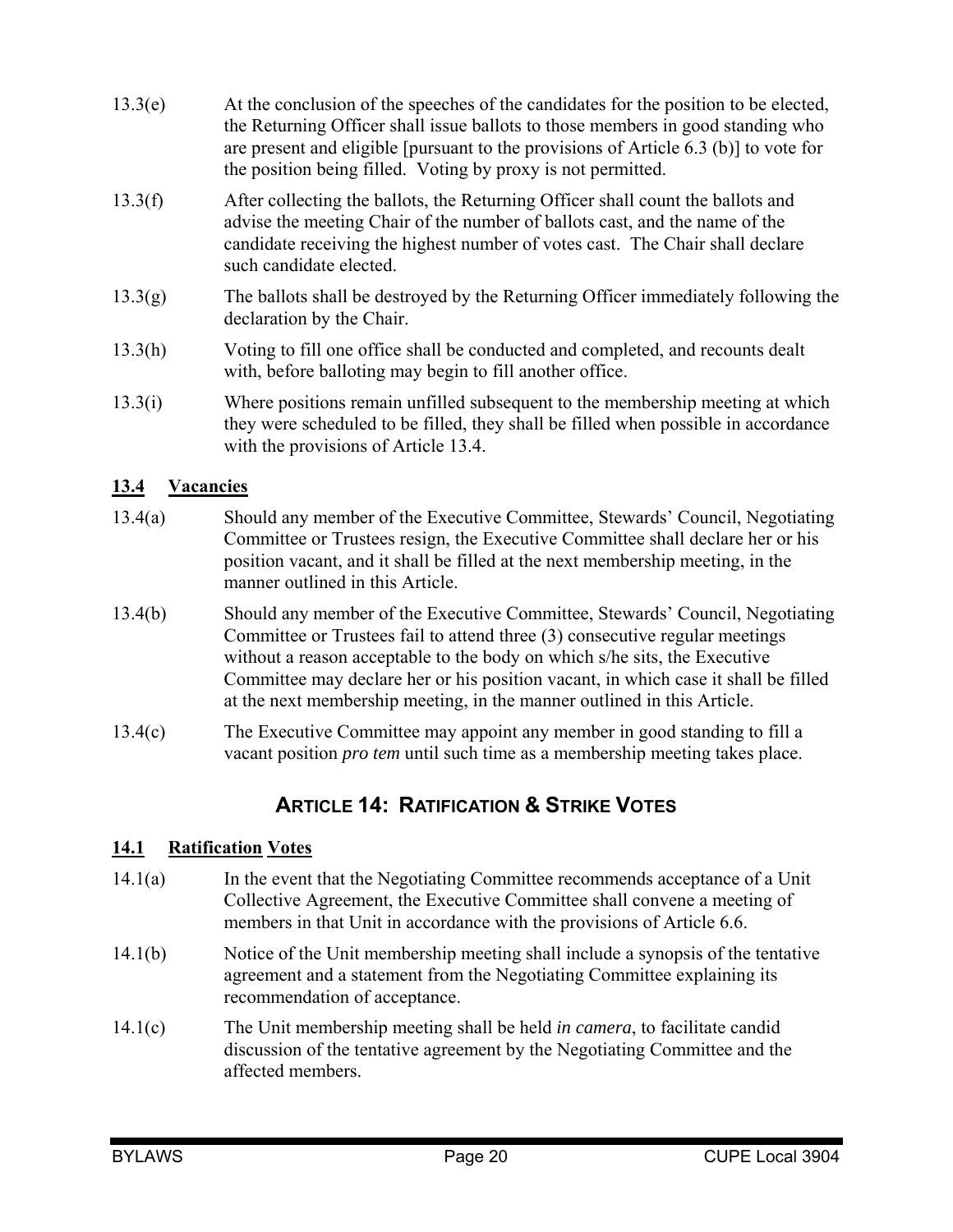13.3(e) At the conclusion of the speeches of the candidates for the position to be elected, the Returning Officer shall issue ballots to those members in good standing who are present and eligible [pursuant to the provisions of Article 6.3 (b)] to vote for the position being filled. Voting by proxy is not permitted.

13.3(f) After collecting the ballots, the Returning Officer shall count the ballots and advise the meeting Chair of the number of ballots cast, and the name of the candidate receiving the highest number of votes cast. The Chair shall declare such candidate elected.

13.3(g) The ballots shall be destroyed by the Returning Officer immediately following the declaration by the Chair.

13.3(h) Voting to fill one office shall be conducted and completed, and recounts dealt with, before balloting may begin to fill another office.

13.3(i) Where positions remain unfilled subsequent to the membership meeting at which they were scheduled to be filled, they shall be filled when possible in accordance with the provisions of Article 13.4.

### 13.4 Vacancies

13.4(a) Should any member of the Executive Committee, Stewards' Council, Negotiating Committee or Trustees resign, the Executive Committee shall declare her or his position vacant, and it shall be filled at the next membership meeting, in the manner outlined in this Article.

13.4(b) Should any member of the Executive Committee, Stewards' Council, Negotiating Committee or Trustees fail to attend three (3) consecutive regular meetings without a reason acceptable to the body on which s/he sits, the Executive Committee may declare her or his position vacant, in which case it shall be filled at the next membership meeting, in the manner outlined in this Article.

13.4(c) The Executive Committee may appoint any member in good standing to fill a vacant position *pro tem* until such time as a membership meeting takes place.

## ARTICLE 14: RATIFICATION & STRIKE VOTES

### 14.1 Ratification Votes

14.1(a) In the event that the Negotiating Committee recommends acceptance of a Unit Collective Agreement, the Executive Committee shall convene a meeting of members in that Unit in accordance with the provisions of Article 6.6.

14.1(b) Notice of the Unit membership meeting shall include a synopsis of the tentative agreement and a statement from the Negotiating Committee explaining its recommendation of acceptance.

14.1(c) The Unit membership meeting shall be held *in camera*, to facilitate candid discussion of the tentative agreement by the Negotiating Committee and the affected members.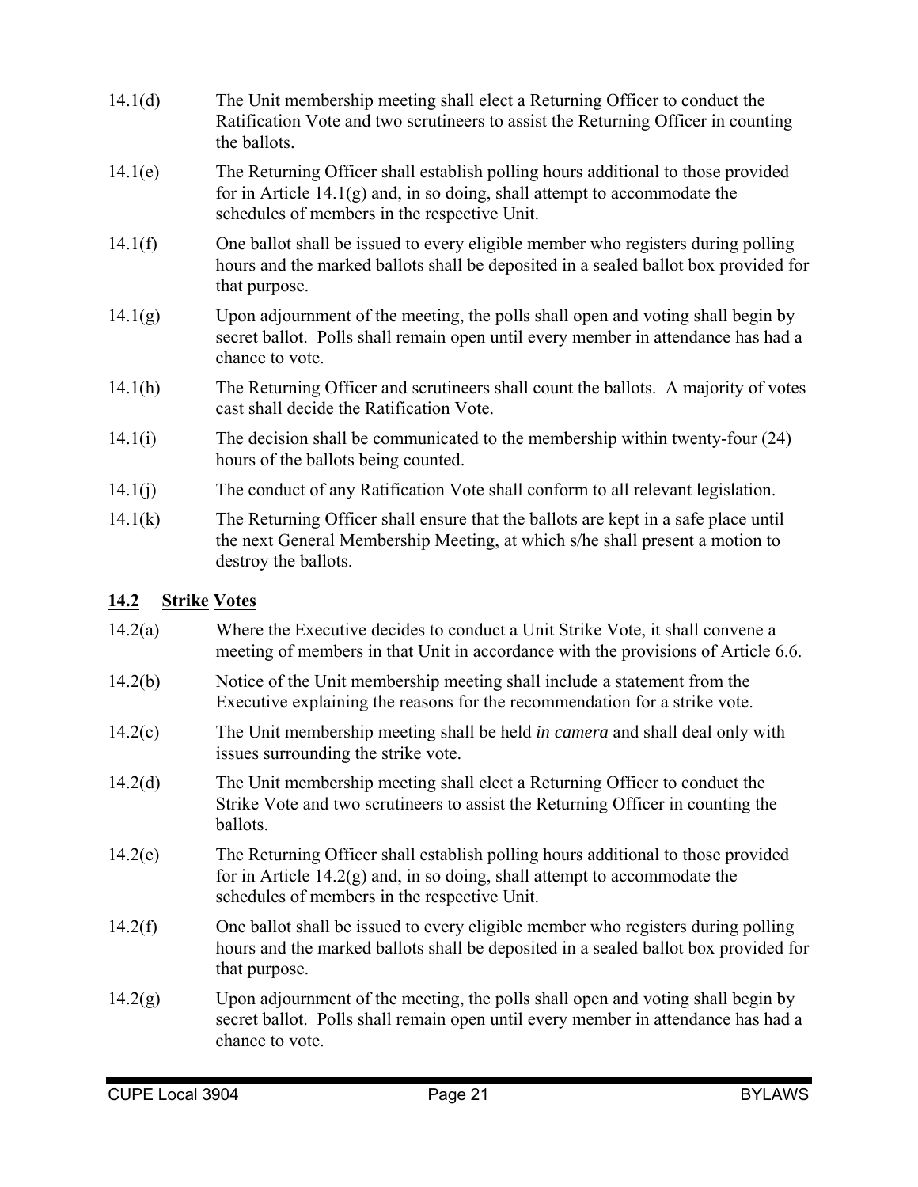14.1(d) The Unit membership meeting shall elect a Returning Officer to conduct the Ratification Vote and two scrutineers to assist the Returning Officer in counting the ballots.

14.1(e) The Returning Officer shall establish polling hours additional to those provided for in Article 14.1(g) and, in so doing, shall attempt to accommodate the schedules of members in the respective Unit.

14.1(f) One ballot shall be issued to every eligible member who registers during polling hours and the marked ballots shall be deposited in a sealed ballot box provided for that purpose.

14.1(g) Upon adjournment of the meeting, the polls shall open and voting shall begin by secret ballot. Polls shall remain open until every member in attendance has had a chance to vote.

14.1(h) The Returning Officer and scrutineers shall count the ballots. A majority of votes cast shall decide the Ratification Vote.

14.1(i) The decision shall be communicated to the membership within twenty-four (24) hours of the ballots being counted.

14.1(j) The conduct of any Ratification Vote shall conform to all relevant legislation.

14.1(k) The Returning Officer shall ensure that the ballots are kept in a safe place until the next General Membership Meeting, at which s/he shall present a motion to destroy the ballots.

## 14.2 Strike Votes

14.2(a) Where the Executive decides to conduct a Unit Strike Vote, it shall convene a meeting of members in that Unit in accordance with the provisions of Article 6.6.

14.2(b) Notice of the Unit membership meeting shall include a statement from the Executive explaining the reasons for the recommendation for a strike vote.

14.2(c) The Unit membership meeting shall be held *in camera* and shall deal only with issues surrounding the strike vote.

14.2(d) The Unit membership meeting shall elect a Returning Officer to conduct the Strike Vote and two scrutineers to assist the Returning Officer in counting the ballots.

14.2(e) The Returning Officer shall establish polling hours additional to those provided for in Article 14.2(g) and, in so doing, shall attempt to accommodate the schedules of members in the respective Unit.

14.2(f) One ballot shall be issued to every eligible member who registers during polling hours and the marked ballots shall be deposited in a sealed ballot box provided for that purpose.

14.2(g) Upon adjournment of the meeting, the polls shall open and voting shall begin by secret ballot. Polls shall remain open until every member in attendance has had a chance to vote.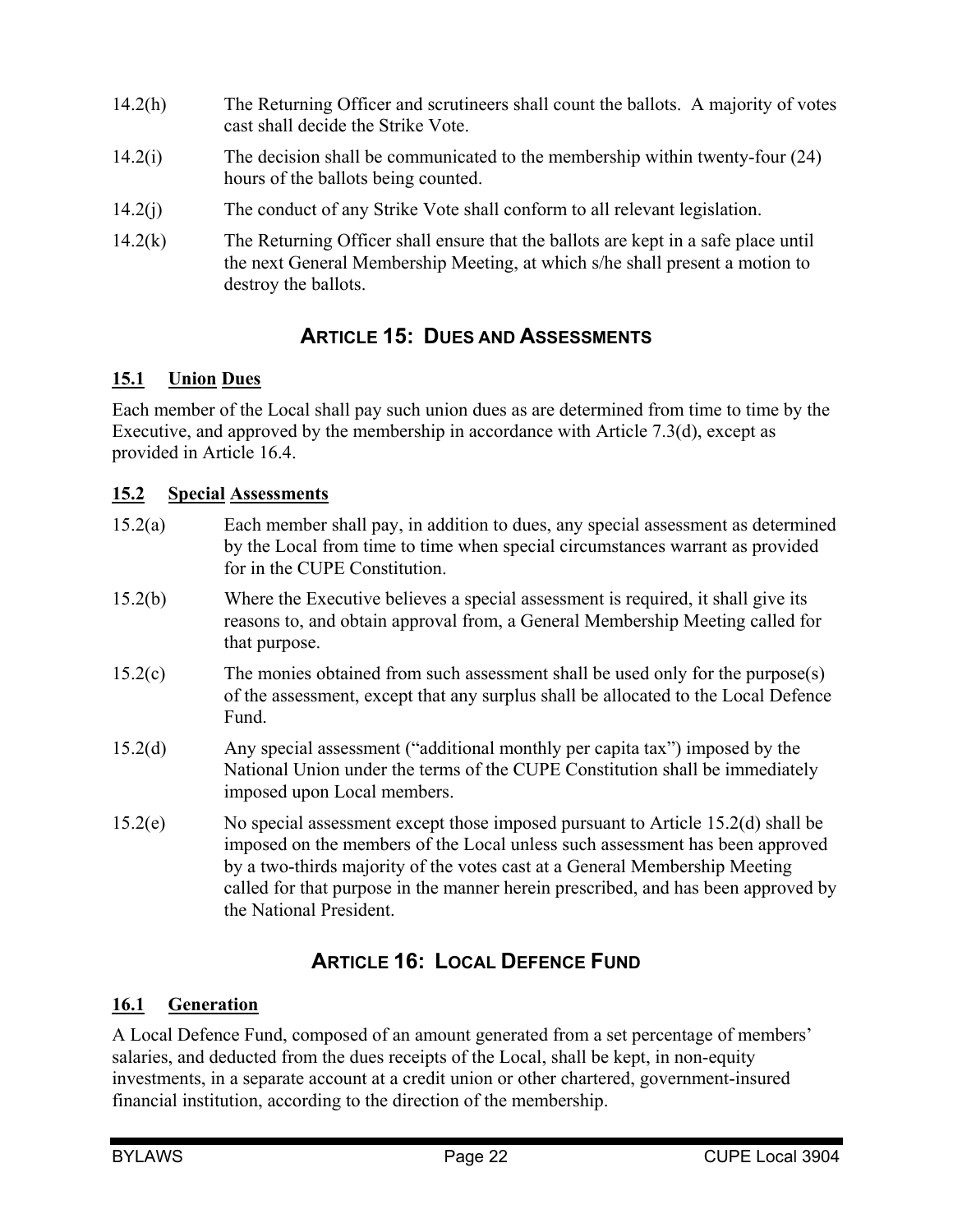14.2(h) The Returning Officer and scrutineers shall count the ballots. A majority of votes cast shall decide the Strike Vote.

14.2(i) The decision shall be communicated to the membership within twenty-four (24) hours of the ballots being counted.

14.2(j) The conduct of any Strike Vote shall conform to all relevant legislation.

14.2(k) The Returning Officer shall ensure that the ballots are kept in a safe place until the next General Membership Meeting, at which s/he shall present a motion to destroy the ballots.

## ARTICLE 15: DUES AND ASSESSMENTS

### 15.1 Union Dues

Each member of the Local shall pay such union dues as are determined from time to time by the Executive, and approved by the membership in accordance with Article 7.3(d), except as provided in Article 16.4.

### 15.2 Special Assessments

15.2(a) Each member shall pay, in addition to dues, any special assessment as determined by the Local from time to time when special circumstances warrant as provided for in the CUPE Constitution.

15.2(b) Where the Executive believes a special assessment is required, it shall give its reasons to, and obtain approval from, a General Membership Meeting called for that purpose.

15.2(c) The monies obtained from such assessment shall be used only for the purpose(s) of the assessment, except that any surplus shall be allocated to the Local Defence Fund.

15.2(d) Any special assessment ("additional monthly per capita tax") imposed by the National Union under the terms of the CUPE Constitution shall be immediately imposed upon Local members.

15.2(e) No special assessment except those imposed pursuant to Article 15.2(d) shall be imposed on the members of the Local unless such assessment has been approved by a two-thirds majority of the votes cast at a General Membership Meeting called for that purpose in the manner herein prescribed, and has been approved by the National President.

## ARTICLE 16: LOCAL DEFENCE FUND

### 16.1 Generation

A Local Defence Fund, composed of an amount generated from a set percentage of members' salaries, and deducted from the dues receipts of the Local, shall be kept, in non-equity investments, in a separate account at a credit union or other chartered, government-insured financial institution, according to the direction of the membership.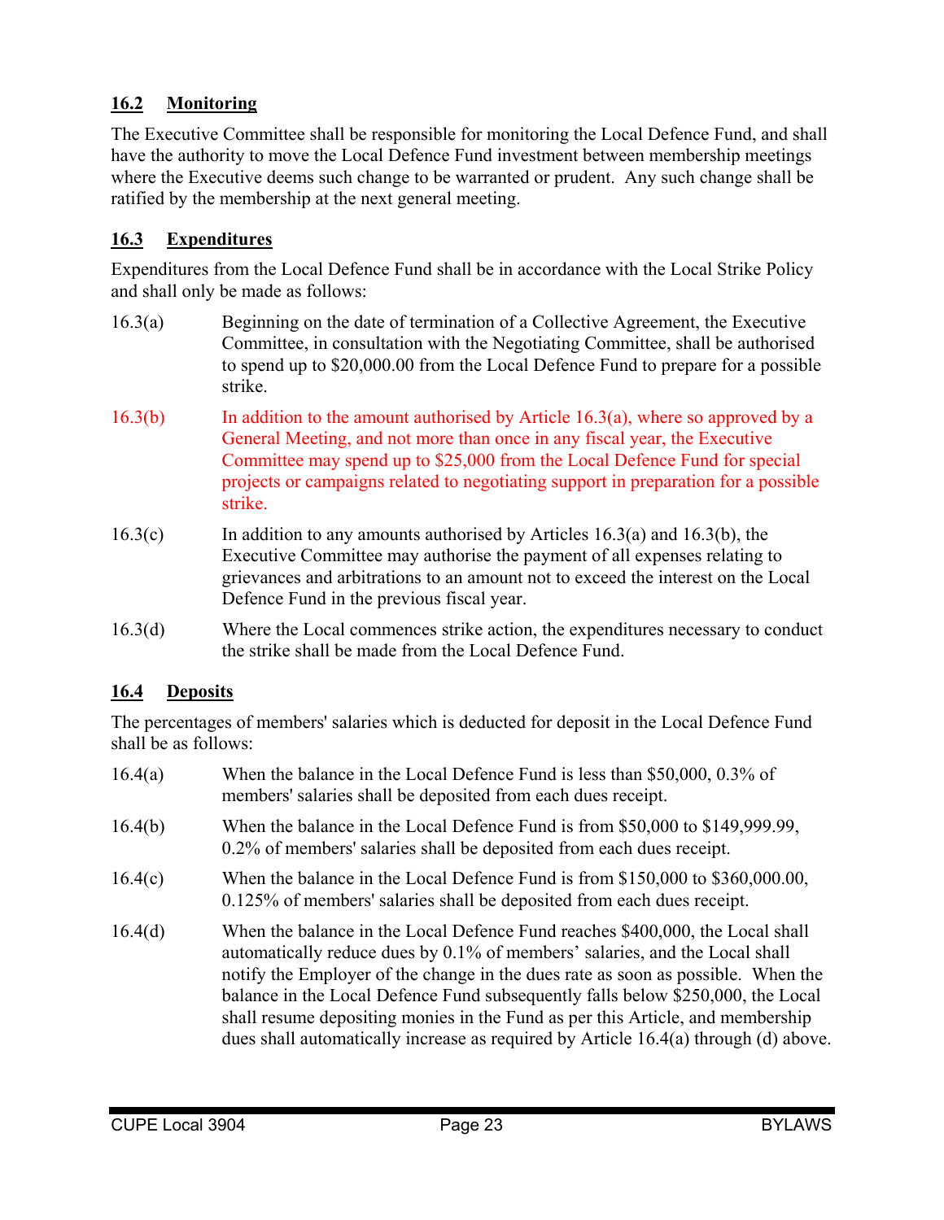## 16.2 Monitoring

The Executive Committee shall be responsible for monitoring the Local Defence Fund, and shall have the authority to move the Local Defence Fund investment between membership meetings where the Executive deems such change to be warranted or prudent. Any such change shall be ratified by the membership at the next general meeting.

## 16.3 Expenditures

Expenditures from the Local Defence Fund shall be in accordance with the Local Strike Policy and shall only be made as follows:

16.3(a) Beginning on the date of termination of a Collective Agreement, the Executive Committee, in consultation with the Negotiating Committee, shall be authorised to spend up to $20,000.00 from the Local Defence Fund to prepare for a possible strike.

16.3(b) In addition to the amount authorised by Article 16.3(a), where so approved by a General Meeting, and not more than once in any fiscal year, the Executive Committee may spend up to $25,000 from the Local Defence Fund for special projects or campaigns related to negotiating support in preparation for a possible strike.

16.3(c) In addition to any amounts authorised by Articles 16.3(a) and 16.3(b), the Executive Committee may authorise the payment of all expenses relating to grievances and arbitrations to an amount not to exceed the interest on the Local Defence Fund in the previous fiscal year.

16.3(d) Where the Local commences strike action, the expenditures necessary to conduct the strike shall be made from the Local Defence Fund.

## 16.4 Deposits

The percentages of members' salaries which is deducted for deposit in the Local Defence Fund shall be as follows:

16.4(a) When the balance in the Local Defence Fund is less than $50,000, 0.3% of members' salaries shall be deposited from each dues receipt.

16.4(b) When the balance in the Local Defence Fund is from $50,000 to $149,999.99, 0.2% of members' salaries shall be deposited from each dues receipt.

16.4(c) When the balance in the Local Defence Fund is from $150,000 to $360,000.00, 0.125% of members' salaries shall be deposited from each dues receipt.

16.4(d) When the balance in the Local Defence Fund reaches $400,000, the Local shall automatically reduce dues by 0.1% of members' salaries, and the Local shall notify the Employer of the change in the dues rate as soon as possible. When the balance in the Local Defence Fund subsequently falls below $250,000, the Local shall resume depositing monies in the Fund as per this Article, and membership dues shall automatically increase as required by Article 16.4(a) through (d) above.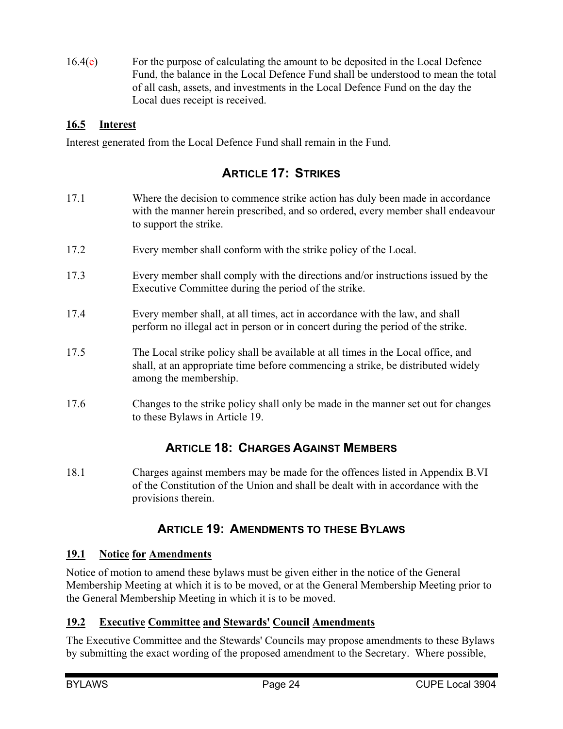16.4(e) For the purpose of calculating the amount to be deposited in the Local Defence Fund, the balance in the Local Defence Fund shall be understood to mean the total of all cash, assets, and investments in the Local Defence Fund on the day the Local dues receipt is received.

### 16.5 Interest

Interest generated from the Local Defence Fund shall remain in the Fund.

## ARTICLE 17: STRIKES

17.1 Where the decision to commence strike action has duly been made in accordance with the manner herein prescribed, and so ordered, every member shall endeavour to support the strike.

17.2 Every member shall conform with the strike policy of the Local.

17.3 Every member shall comply with the directions and/or instructions issued by the Executive Committee during the period of the strike.

17.4 Every member shall, at all times, act in accordance with the law, and shall perform no illegal act in person or in concert during the period of the strike.

17.5 The Local strike policy shall be available at all times in the Local office, and shall, at an appropriate time before commencing a strike, be distributed widely among the membership.

17.6 Changes to the strike policy shall only be made in the manner set out for changes to these Bylaws in Article 19.

## ARTICLE 18: CHARGES AGAINST MEMBERS

18.1 Charges against members may be made for the offences listed in Appendix B.VI of the Constitution of the Union and shall be dealt with in accordance with the provisions therein.

## ARTICLE 19: AMENDMENTS TO THESE BYLAWS

### 19.1 Notice for Amendments

Notice of motion to amend these bylaws must be given either in the notice of the General Membership Meeting at which it is to be moved, or at the General Membership Meeting prior to the General Membership Meeting in which it is to be moved.

### 19.2 Executive Committee and Stewards' Council Amendments

The Executive Committee and the Stewards' Councils may propose amendments to these Bylaws by submitting the exact wording of the proposed amendment to the Secretary. Where possible,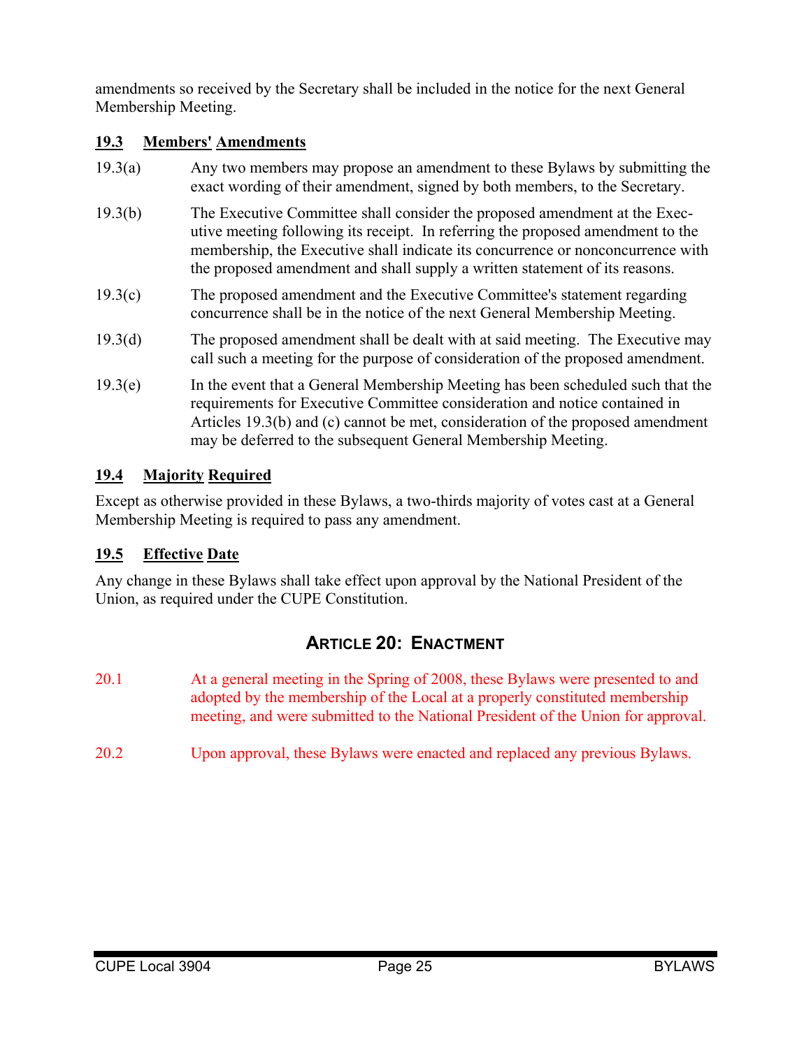amendments so received by the Secretary shall be included in the notice for the next General Membership Meeting.

### 19.3 Members' Amendments

19.3(a) Any two members may propose an amendment to these Bylaws by submitting the exact wording of their amendment, signed by both members, to the Secretary.

19.3(b) The Executive Committee shall consider the proposed amendment at the Executive meeting following its receipt. In referring the proposed amendment to the membership, the Executive shall indicate its concurrence or nonconcurrence with the proposed amendment and shall supply a written statement of its reasons.

19.3(c) The proposed amendment and the Executive Committee's statement regarding concurrence shall be in the notice of the next General Membership Meeting.

19.3(d) The proposed amendment shall be dealt with at said meeting. The Executive may call such a meeting for the purpose of consideration of the proposed amendment.

19.3(e) In the event that a General Membership Meeting has been scheduled such that the requirements for Executive Committee consideration and notice contained in Articles 19.3(b) and (c) cannot be met, consideration of the proposed amendment may be deferred to the subsequent General Membership Meeting.

### 19.4 Majority Required

Except as otherwise provided in these Bylaws, a two-thirds majority of votes cast at a General Membership Meeting is required to pass any amendment.

### 19.5 Effective Date

Any change in these Bylaws shall take effect upon approval by the National President of the Union, as required under the CUPE Constitution.

## ARTICLE 20: ENACTMENT

20.1 At a general meeting in the Spring of 2008, these Bylaws were presented to and adopted by the membership of the Local at a properly constituted membership meeting, and were submitted to the National President of the Union for approval.

20.2 Upon approval, these Bylaws were enacted and replaced any previous Bylaws.